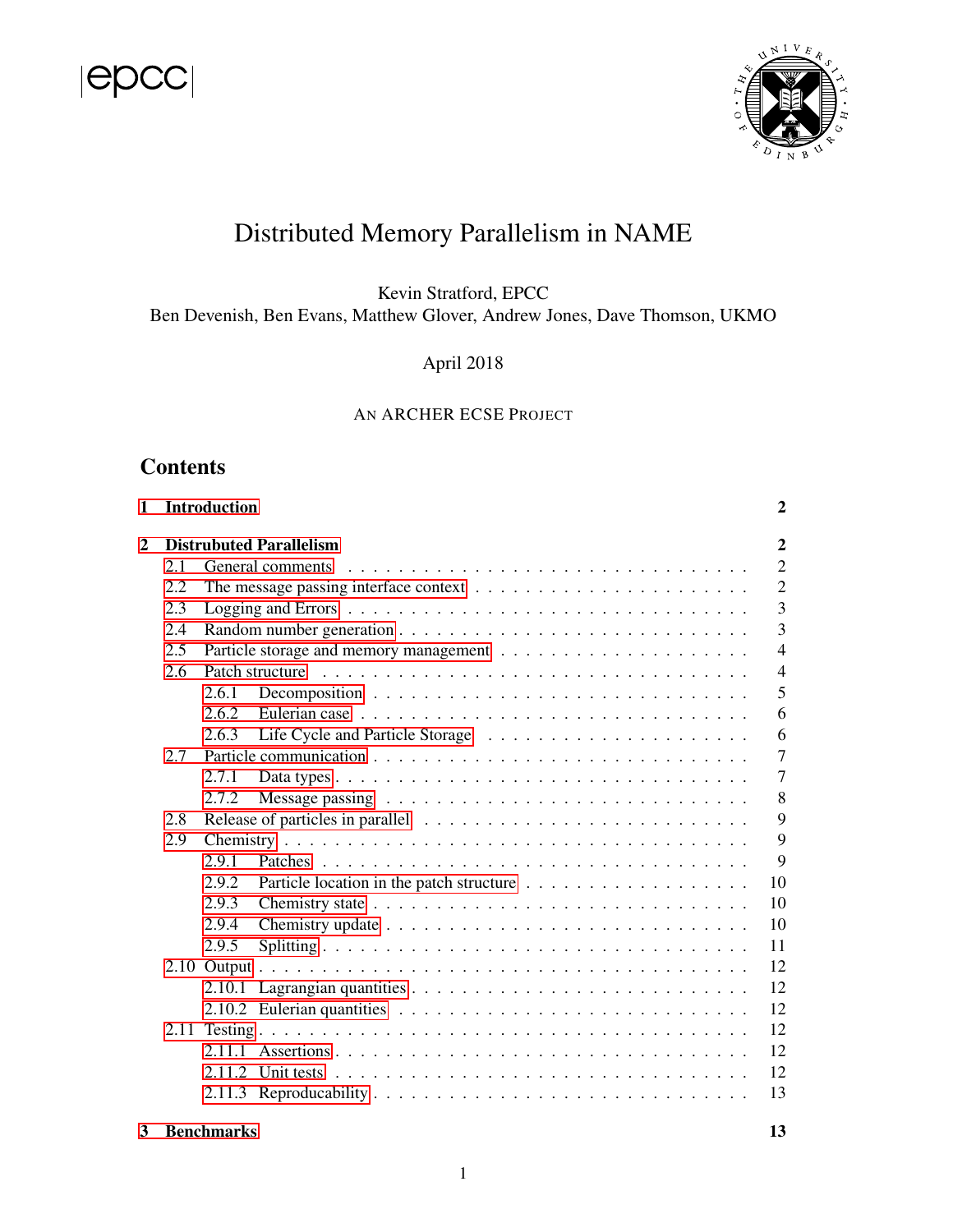# Distributed Memory Parallelism in NAME

Kevin Stratford, EPCC

Ben Devenish, Ben Evans, Matthew Glover, Andrew Jones, Dave Thomson, UKMO

April 2018

AN ARCHER ECSE PROJECT

## Contents

**1 Introduction** **2**

**2 Distrubuted Parallelism** **2**

- 2.1 General comments . . . 2
- 2.2 The message passing interface context . . . 2
- 2.3 Logging and Errors . . . 3
- 2.4 Random number generation . . . 3
- 2.5 Particle storage and memory management . . . 4
- 2.6 Patch structure . . . 4
  - 2.6.1 Decomposition . . . 5
  - 2.6.2 Eulerian case . . . 6
  - 2.6.3 Life Cycle and Particle Storage . . . 6
- 2.7 Particle communication . . . 7
  - 2.7.1 Data types . . . 7
  - 2.7.2 Message passing . . . 8
- 2.8 Release of particles in parallel . . . 9
- 2.9 Chemistry . . . 9
  - 2.9.1 Patches . . . 9
  - 2.9.2 Particle location in the patch structure . . . 10
  - 2.9.3 Chemistry state . . . 10
  - 2.9.4 Chemistry update . . . 10
  - 2.9.5 Splitting . . . 11
- 2.10 Output . . . 12
  - 2.10.1 Lagrangian quantities . . . 12
  - 2.10.2 Eulerian quantities . . . 12
- 2.11 Testing . . . 12
  - 2.11.1 Assertions . . . 12
  - 2.11.2 Unit tests . . . 12
  - 2.11.3 Reproducability . . . 13

**3 Benchmarks** **13**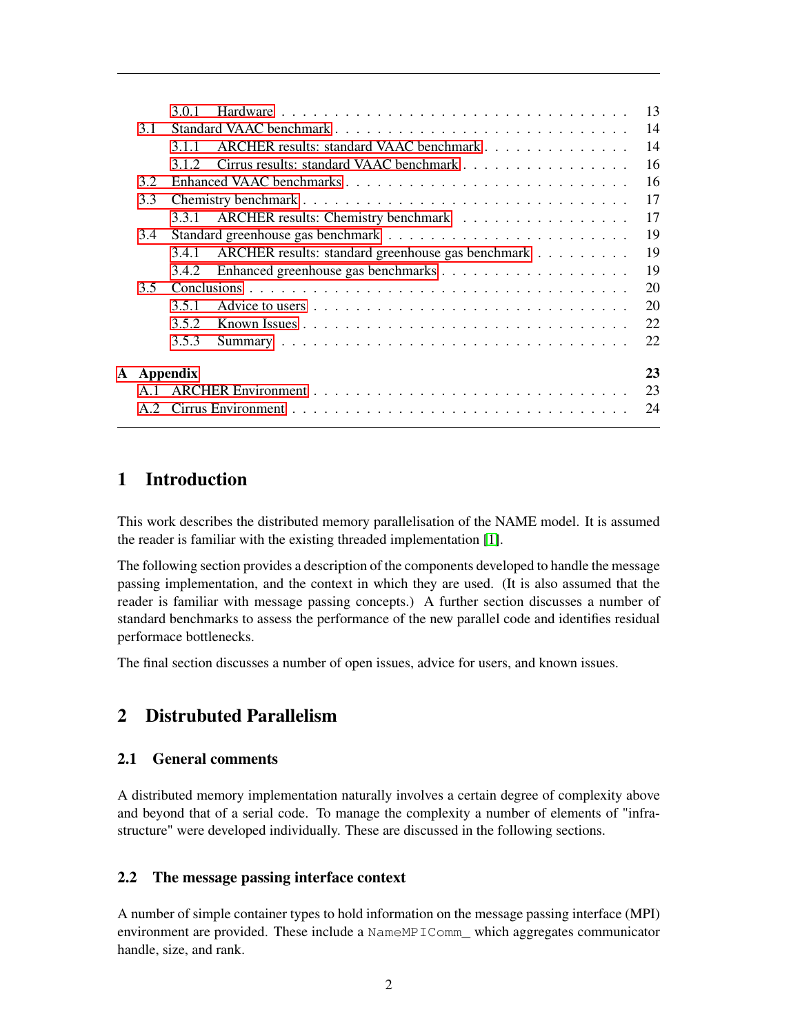- 3.0.1 Hardware ... 13
- 3.1 Standard VAAC benchmark ... 14
  - 3.1.1 ARCHER results: standard VAAC benchmark ... 14
  - 3.1.2 Cirrus results: standard VAAC benchmark ... 16
- 3.2 Enhanced VAAC benchmarks ... 16
- 3.3 Chemistry benchmark ... 17
  - 3.3.1 ARCHER results: Chemistry benchmark ... 17
- 3.4 Standard greenhouse gas benchmark ... 19
  - 3.4.1 ARCHER results: standard greenhouse gas benchmark ... 19
  - 3.4.2 Enhanced greenhouse gas benchmarks ... 19
- 3.5 Conclusions ... 20
  - 3.5.1 Advice to users ... 20
  - 3.5.2 Known Issues ... 22
  - 3.5.3 Summary ... 22

**A Appendix** ... **23**
- A.1 ARCHER Environment ... 23
- A.2 Cirrus Environment ... 24

# 1 Introduction

This work describes the distributed memory parallelisation of the NAME model. It is assumed the reader is familiar with the existing threaded implementation [1].

The following section provides a description of the components developed to handle the message passing implementation, and the context in which they are used. (It is also assumed that the reader is familiar with message passing concepts.) A further section discusses a number of standard benchmarks to assess the performance of the new parallel code and identifies residual performace bottlenecks.

The final section discusses a number of open issues, advice for users, and known issues.

# 2 Distrubuted Parallelism

## 2.1 General comments

A distributed memory implementation naturally involves a certain degree of complexity above and beyond that of a serial code. To manage the complexity a number of elements of "infrastructure" were developed individually. These are discussed in the following sections.

## 2.2 The message passing interface context

A number of simple container types to hold information on the message passing interface (MPI) environment are provided. These include a `NameMPIComm_` which aggregates communicator handle, size, and rank.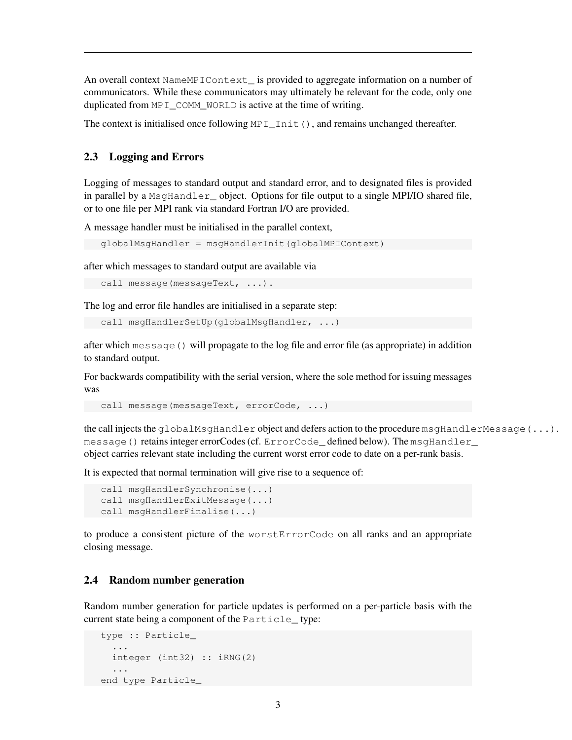An overall context `NameMPIContext_` is provided to aggregate information on a number of communicators. While these communicators may ultimately be relevant for the code, only one duplicated from `MPI_COMM_WORLD` is active at the time of writing.

The context is initialised once following `MPI_Init()`, and remains unchanged thereafter.

## 2.3 Logging and Errors

Logging of messages to standard output and standard error, and to designated files is provided in parallel by a `MsgHandler_` object. Options for file output to a single MPI/IO shared file, or to one file per MPI rank via standard Fortran I/O are provided.

A message handler must be initialised in the parallel context,

```
globalMsgHandler = msgHandlerInit(globalMPIContext)
```

after which messages to standard output are available via

```
call message(messageText, ...).
```

The log and error file handles are initialised in a separate step:

```
call msgHandlerSetUp(globalMsgHandler, ...)
```

after which `message()` will propagate to the log file and error file (as appropriate) in addition to standard output.

For backwards compatibility with the serial version, where the sole method for issuing messages was

```
call message(messageText, errorCode, ...)
```

the call injects the `globalMsgHandler` object and defers action to the procedure `msgHandlerMessage(...)`. `message()` retains integer errorCodes (cf. `ErrorCode_` defined below). The `msgHandler_` object carries relevant state including the current worst error code to date on a per-rank basis.

It is expected that normal termination will give rise to a sequence of:

```
call msgHandlerSynchronise(...)
call msgHandlerExitMessage(...)
call msgHandlerFinalise(...)
```

to produce a consistent picture of the `worstErrorCode` on all ranks and an appropriate closing message.

## 2.4 Random number generation

Random number generation for particle updates is performed on a per-particle basis with the current state being a component of the `Particle_` type:

```
type :: Particle_
  ...
  integer (int32) :: iRNG(2)
  ...
end type Particle_
```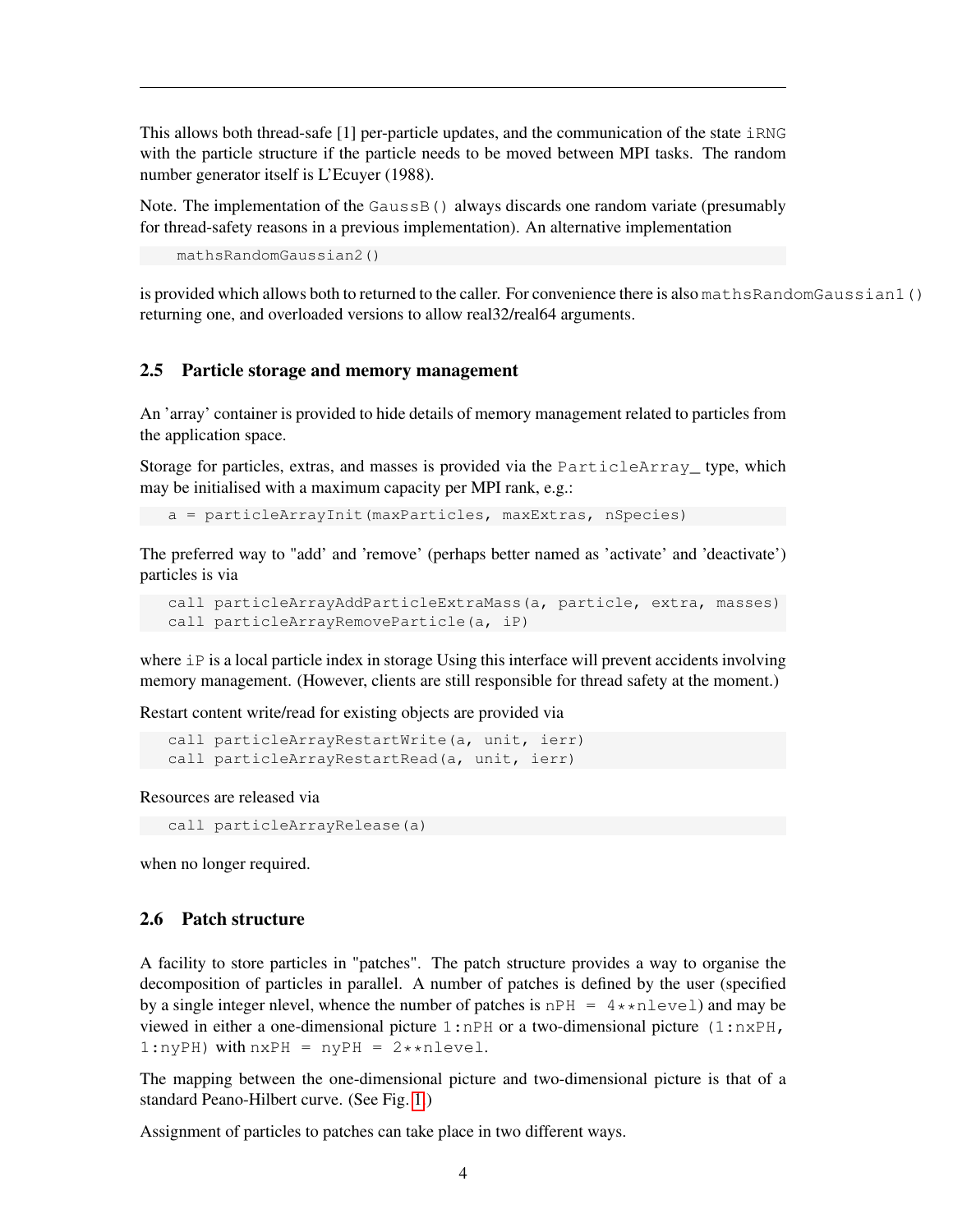This allows both thread-safe [1] per-particle updates, and the communication of the state `iRNG` with the particle structure if the particle needs to be moved between MPI tasks. The random number generator itself is L'Ecuyer (1988).

Note. The implementation of the `GaussB()` always discards one random variate (presumably for thread-safety reasons in a previous implementation). An alternative implementation

```
mathsRandomGaussian2()
```

is provided which allows both to returned to the caller. For convenience there is also `mathsRandomGaussian1()` returning one, and overloaded versions to allow real32/real64 arguments.

## 2.5 Particle storage and memory management

An 'array' container is provided to hide details of memory management related to particles from the application space.

Storage for particles, extras, and masses is provided via the `ParticleArray_` type, which may be initialised with a maximum capacity per MPI rank, e.g.:

```
a = particleArrayInit(maxParticles, maxExtras, nSpecies)
```

The preferred way to "add" and 'remove' (perhaps better named as 'activate' and 'deactivate') particles is via

```
call particleArrayAddParticleExtraMass(a, particle, extra, masses)
call particleArrayRemoveParticle(a, iP)
```

where `iP` is a local particle index in storage Using this interface will prevent accidents involving memory management. (However, clients are still responsible for thread safety at the moment.)

Restart content write/read for existing objects are provided via

```
call particleArrayRestartWrite(a, unit, ierr)
call particleArrayRestartRead(a, unit, ierr)
```

Resources are released via

```
call particleArrayRelease(a)
```

when no longer required.

## 2.6 Patch structure

A facility to store particles in "patches". The patch structure provides a way to organise the decomposition of particles in parallel. A number of patches is defined by the user (specified by a single integer nlevel, whence the number of patches is `nPH = 4**nlevel`) and may be viewed in either a one-dimensional picture `1:nPH` or a two-dimensional picture `(1:nxPH, 1:nyPH)` with `nxPH = nyPH = 2**nlevel`.

The mapping between the one-dimensional picture and two-dimensional picture is that of a standard Peano-Hilbert curve. (See Fig. 1)

Assignment of particles to patches can take place in two different ways.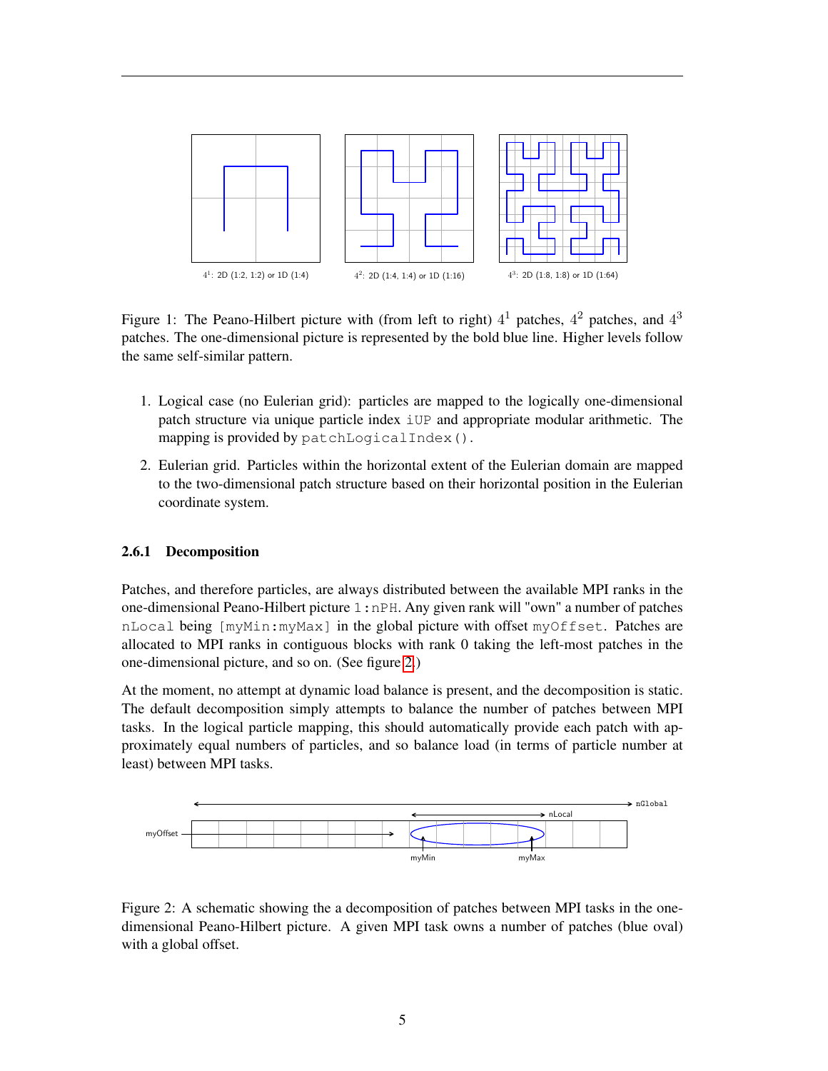$4^1$: 2D (1:2, 1:2) or 1D (1:4)

$4^2$: 2D (1:4, 1:4) or 1D (1:16)

$4^3$: 2D (1:8, 1:8) or 1D (1:64)

Figure 1: The Peano-Hilbert picture with (from left to right) $4^1$ patches, $4^2$ patches, and $4^3$ patches. The one-dimensional picture is represented by the bold blue line. Higher levels follow the same self-similar pattern.

1. Logical case (no Eulerian grid): particles are mapped to the logically one-dimensional patch structure via unique particle index `iUP` and appropriate modular arithmetic. The mapping is provided by `patchLogicalIndex()`.
2. Eulerian grid. Particles within the horizontal extent of the Eulerian domain are mapped to the two-dimensional patch structure based on their horizontal position in the Eulerian coordinate system.

#### 2.6.1 Decomposition

Patches, and therefore particles, are always distributed between the available MPI ranks in the one-dimensional Peano-Hilbert picture `1:nPH`. Any given rank will "own" a number of patches `nLocal` being `[myMin:myMax]` in the global picture with offset `myOffset`. Patches are allocated to MPI ranks in contiguous blocks with rank 0 taking the left-most patches in the one-dimensional picture, and so on. (See figure 2.)

At the moment, no attempt at dynamic load balance is present, and the decomposition is static. The default decomposition simply attempts to balance the number of patches between MPI tasks. In the logical particle mapping, this should automatically provide each patch with approximately equal numbers of particles, and so balance load (in terms of particle number at least) between MPI tasks.

Figure 2: A schematic showing the a decomposition of patches between MPI tasks in the one-dimensional Peano-Hilbert picture. A given MPI task owns a number of patches (blue oval) with a global offset.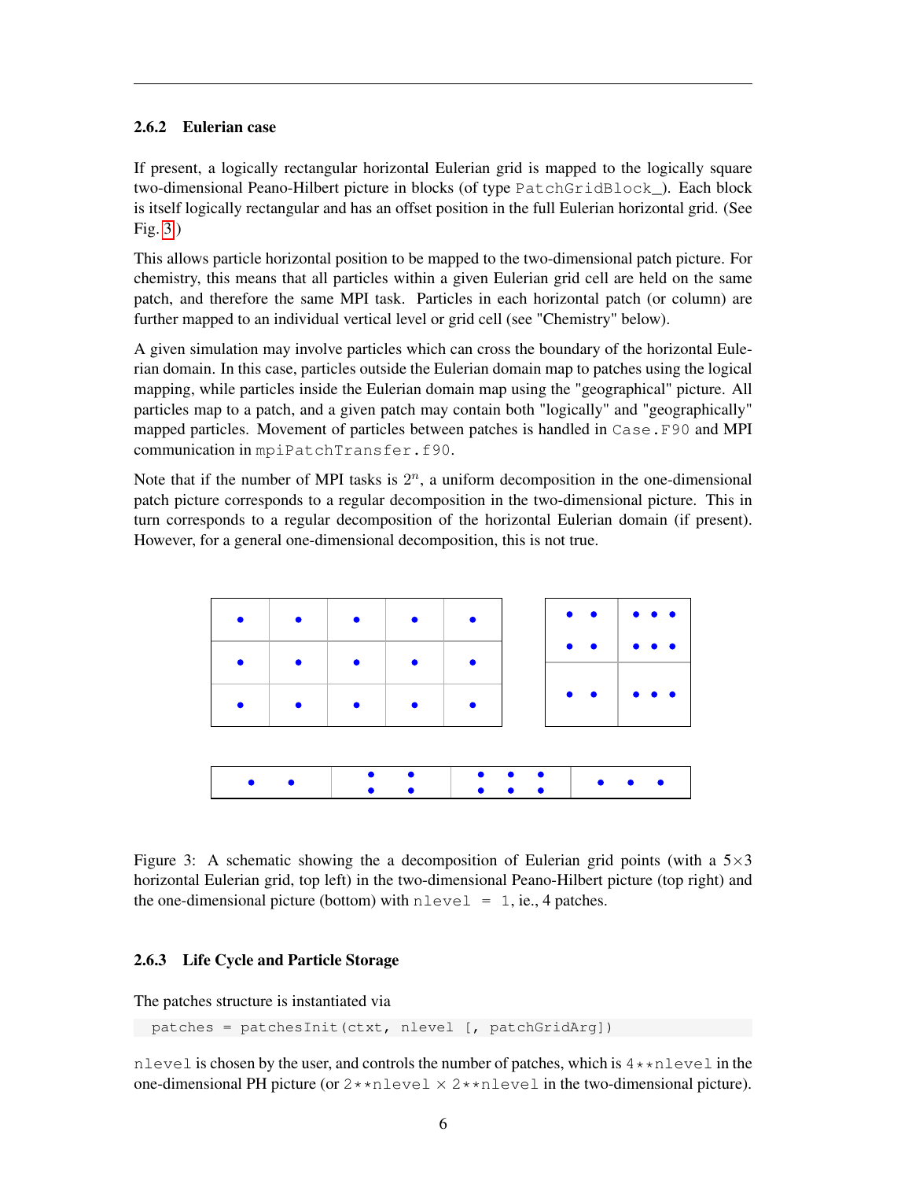### 2.6.2 Eulerian case

If present, a logically rectangular horizontal Eulerian grid is mapped to the logically square two-dimensional Peano-Hilbert picture in blocks (of type `PatchGridBlock_`). Each block is itself logically rectangular and has an offset position in the full Eulerian horizontal grid. (See Fig. 3)

This allows particle horizontal position to be mapped to the two-dimensional patch picture. For chemistry, this means that all particles within a given Eulerian grid cell are held on the same patch, and therefore the same MPI task. Particles in each horizontal patch (or column) are further mapped to an individual vertical level or grid cell (see "Chemistry" below).

A given simulation may involve particles which can cross the boundary of the horizontal Eulerian domain. In this case, particles outside the Eulerian domain map to patches using the logical mapping, while particles inside the Eulerian domain map using the "geographical" picture. All particles map to a patch, and a given patch may contain both "logically" and "geographically" mapped particles. Movement of particles between patches is handled in `Case.F90` and MPI communication in `mpiPatchTransfer.f90`.

Note that if the number of MPI tasks is $2^n$, a uniform decomposition in the one-dimensional patch picture corresponds to a regular decomposition in the two-dimensional picture. This in turn corresponds to a regular decomposition of the horizontal Eulerian domain (if present). However, for a general one-dimensional decomposition, this is not true.

Figure 3: A schematic showing the a decomposition of Eulerian grid points (with a $5 \times 3$ horizontal Eulerian grid, top left) in the two-dimensional Peano-Hilbert picture (top right) and the one-dimensional picture (bottom) with `nlevel = 1`, ie., 4 patches.

### 2.6.3 Life Cycle and Particle Storage

The patches structure is instantiated via

```
patches = patchesInit(ctxt, nlevel [, patchGridArg])
```

`nlevel` is chosen by the user, and controls the number of patches, which is `4**nlevel` in the one-dimensional PH picture (or `2**nlevel` × `2**nlevel` in the two-dimensional picture).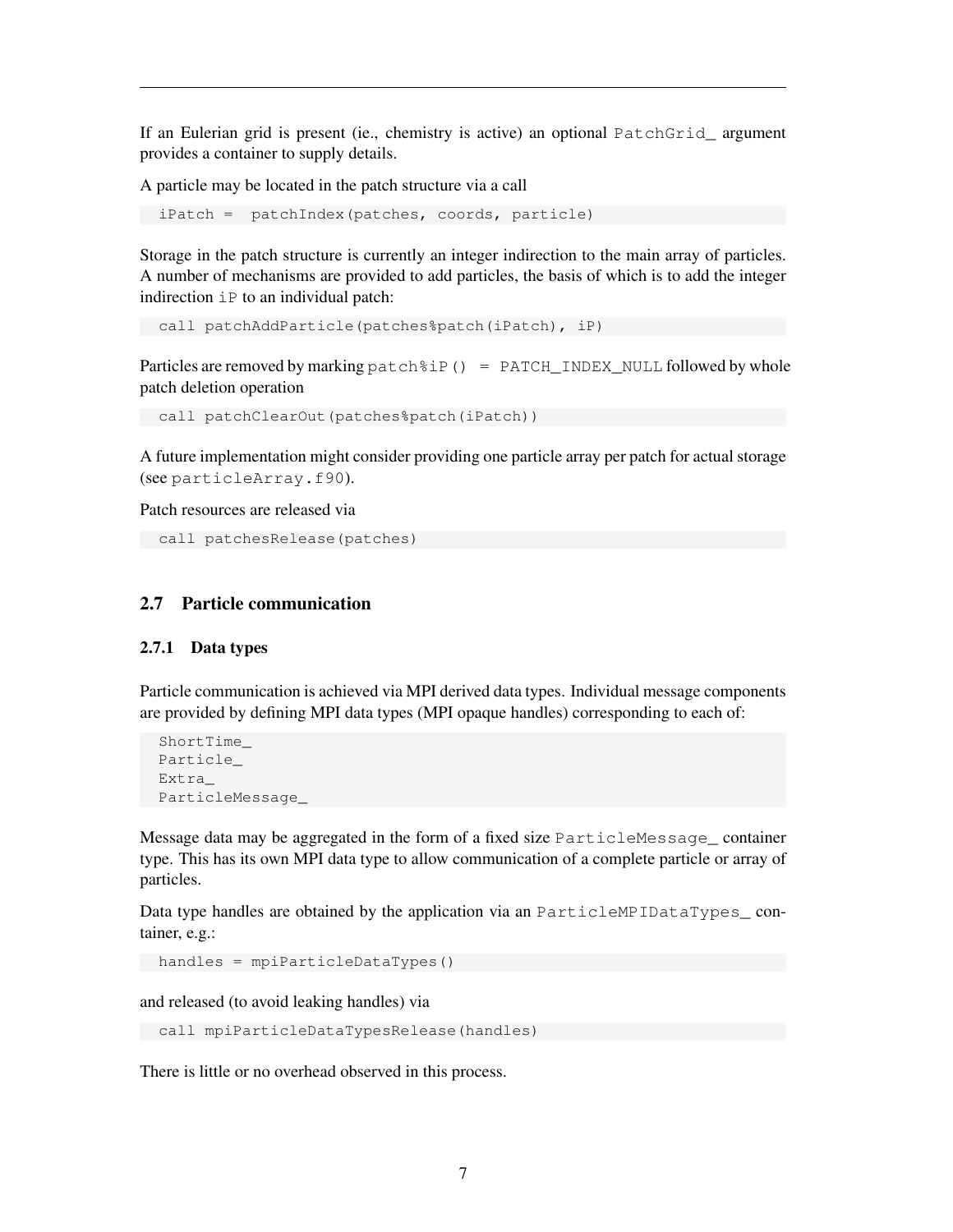If an Eulerian grid is present (ie., chemistry is active) an optional `PatchGrid_` argument provides a container to supply details.

A particle may be located in the patch structure via a call

```
iPatch =  patchIndex(patches, coords, particle)
```

Storage in the patch structure is currently an integer indirection to the main array of particles. A number of mechanisms are provided to add particles, the basis of which is to add the integer indirection `iP` to an individual patch:

```
call patchAddParticle(patches%patch(iPatch), iP)
```

Particles are removed by marking `patch%iP() = PATCH_INDEX_NULL` followed by whole patch deletion operation

```
call patchClearOut(patches%patch(iPatch))
```

A future implementation might consider providing one particle array per patch for actual storage (see `particleArray.f90`).

Patch resources are released via

```
call patchesRelease(patches)
```

## 2.7 Particle communication

### 2.7.1 Data types

Particle communication is achieved via MPI derived data types. Individual message components are provided by defining MPI data types (MPI opaque handles) corresponding to each of:

```
ShortTime_
Particle_
Extra_
ParticleMessage_
```

Message data may be aggregated in the form of a fixed size `ParticleMessage_` container type. This has its own MPI data type to allow communication of a complete particle or array of particles.

Data type handles are obtained by the application via an `ParticleMPIDataTypes_` container, e.g.:

```
handles = mpiParticleDataTypes()
```

and released (to avoid leaking handles) via

```
call mpiParticleDataTypesRelease(handles)
```

There is little or no overhead observed in this process.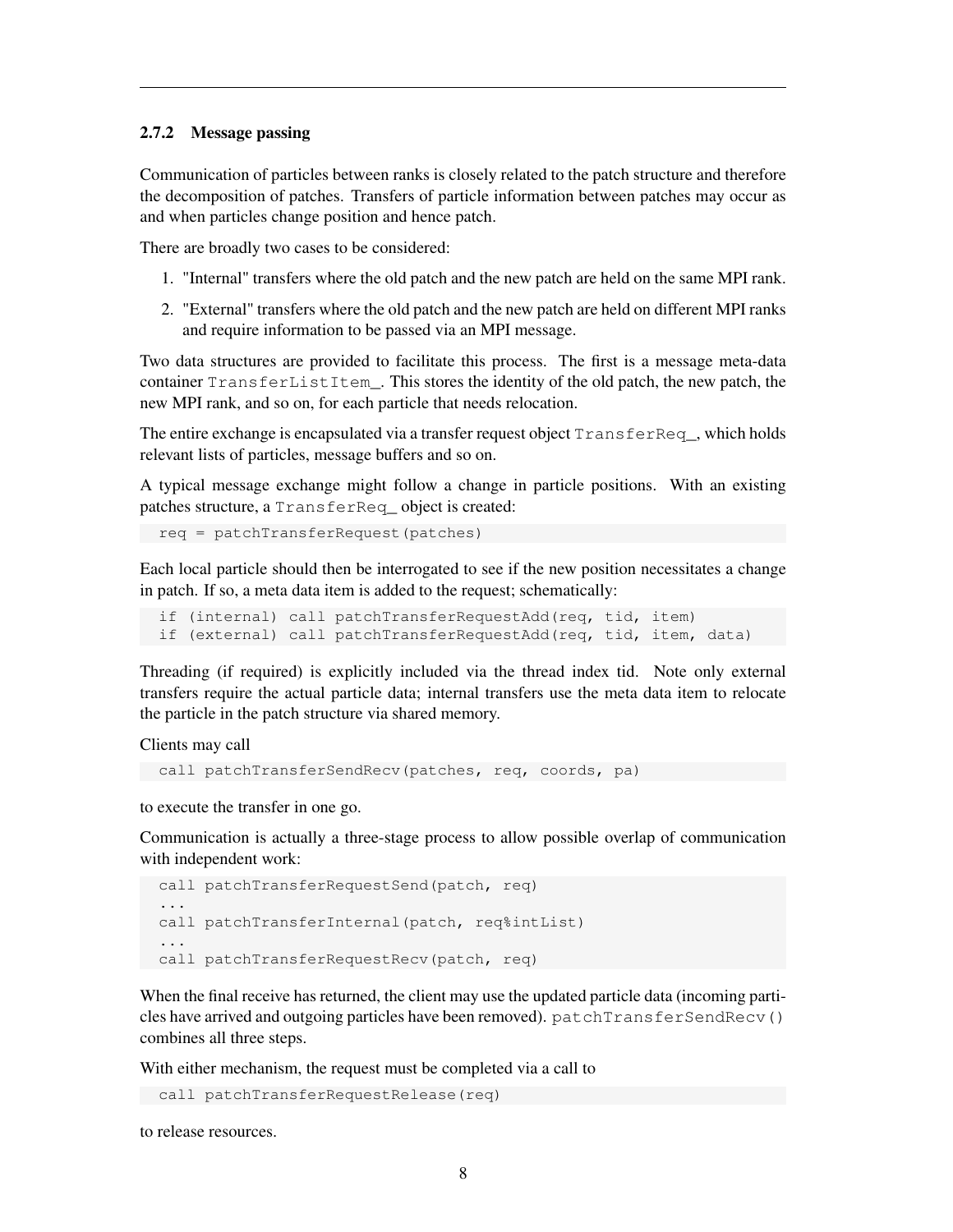### 2.7.2 Message passing

Communication of particles between ranks is closely related to the patch structure and therefore the decomposition of patches. Transfers of particle information between patches may occur as and when particles change position and hence patch.

There are broadly two cases to be considered:

1. "Internal" transfers where the old patch and the new patch are held on the same MPI rank.
2. "External" transfers where the old patch and the new patch are held on different MPI ranks and require information to be passed via an MPI message.

Two data structures are provided to facilitate this process. The first is a message meta-data container `TransferListItem_`. This stores the identity of the old patch, the new patch, the new MPI rank, and so on, for each particle that needs relocation.

The entire exchange is encapsulated via a transfer request object `TransferReq_`, which holds relevant lists of particles, message buffers and so on.

A typical message exchange might follow a change in particle positions. With an existing patches structure, a `TransferReq_` object is created:

```
req = patchTransferRequest(patches)
```

Each local particle should then be interrogated to see if the new position necessitates a change in patch. If so, a meta data item is added to the request; schematically:

```
if (internal) call patchTransferRequestAdd(req, tid, item)
if (external) call patchTransferRequestAdd(req, tid, item, data)
```

Threading (if required) is explicitly included via the thread index tid. Note only external transfers require the actual particle data; internal transfers use the meta data item to relocate the particle in the patch structure via shared memory.

Clients may call

```
call patchTransferSendRecv(patches, req, coords, pa)
```

to execute the transfer in one go.

Communication is actually a three-stage process to allow possible overlap of communication with independent work:

```
call patchTransferRequestSend(patch, req)
...
call patchTransferInternal(patch, req%intList)
...
call patchTransferRequestRecv(patch, req)
```

When the final receive has returned, the client may use the updated particle data (incoming particles have arrived and outgoing particles have been removed). `patchTransferSendRecv()` combines all three steps.

With either mechanism, the request must be completed via a call to

```
call patchTransferRequestRelease(req)
```

to release resources.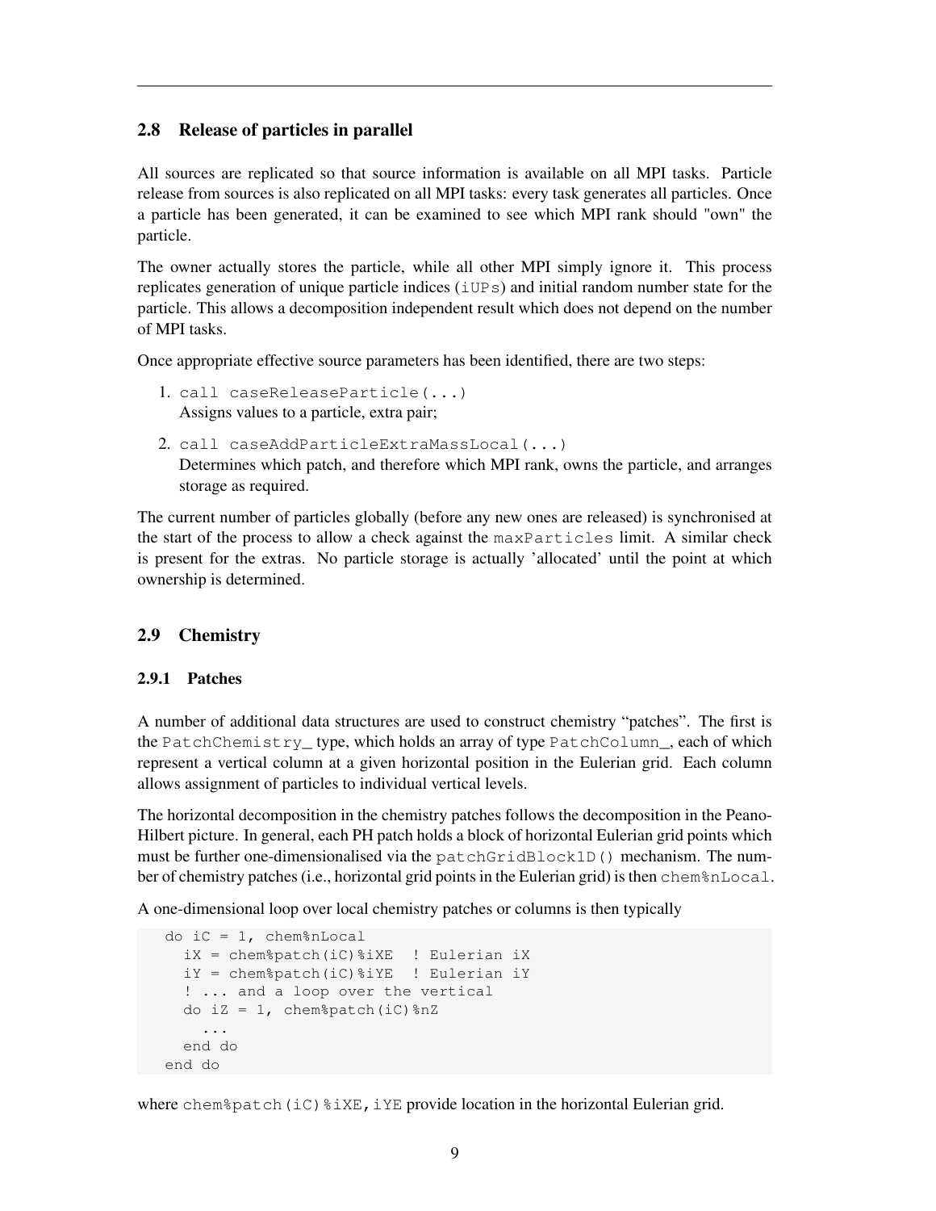### 2.8 Release of particles in parallel

All sources are replicated so that source information is available on all MPI tasks. Particle release from sources is also replicated on all MPI tasks: every task generates all particles. Once a particle has been generated, it can be examined to see which MPI rank should "own" the particle.

The owner actually stores the particle, while all other MPI simply ignore it. This process replicates generation of unique particle indices (`iUPs`) and initial random number state for the particle. This allows a decomposition independent result which does not depend on the number of MPI tasks.

Once appropriate effective source parameters has been identified, there are two steps:

1. `call caseReleaseParticle(...)`
   Assigns values to a particle, extra pair;
2. `call caseAddParticleExtraMassLocal(...)`
   Determines which patch, and therefore which MPI rank, owns the particle, and arranges storage as required.

The current number of particles globally (before any new ones are released) is synchronised at the start of the process to allow a check against the `maxParticles` limit. A similar check is present for the extras. No particle storage is actually 'allocated' until the point at which ownership is determined.

### 2.9 Chemistry

#### 2.9.1 Patches

A number of additional data structures are used to construct chemistry "patches". The first is the `PatchChemistry_` type, which holds an array of type `PatchColumn_`, each of which represent a vertical column at a given horizontal position in the Eulerian grid. Each column allows assignment of particles to individual vertical levels.

The horizontal decomposition in the chemistry patches follows the decomposition in the Peano-Hilbert picture. In general, each PH patch holds a block of horizontal Eulerian grid points which must be further one-dimensionalised via the `patchGridBlock1D()` mechanism. The number of chemistry patches (i.e., horizontal grid points in the Eulerian grid) is then `chem%nLocal`.

A one-dimensional loop over local chemistry patches or columns is then typically

```
do iC = 1, chem%nLocal
  iX = chem%patch(iC)%iXE  ! Eulerian iX
  iY = chem%patch(iC)%iYE  ! Eulerian iY
  ! ... and a loop over the vertical
  do iZ = 1, chem%patch(iC)%nZ
    ...
  end do
end do
```

where `chem%patch(iC)%iXE,iYE` provide location in the horizontal Eulerian grid.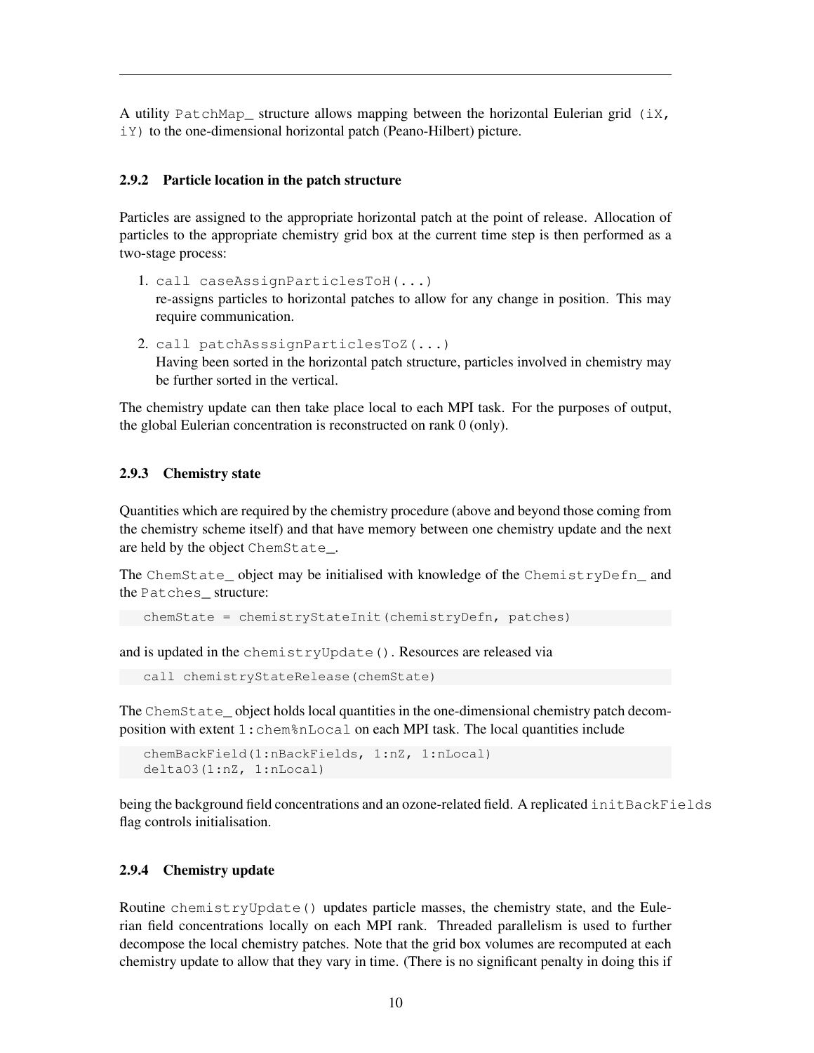A utility `PatchMap_` structure allows mapping between the horizontal Eulerian grid `(iX, iY)` to the one-dimensional horizontal patch (Peano-Hilbert) picture.

### 2.9.2 Particle location in the patch structure

Particles are assigned to the appropriate horizontal patch at the point of release. Allocation of particles to the appropriate chemistry grid box at the current time step is then performed as a two-stage process:

1. `call caseAssignParticlesToH(...)`
   re-assigns particles to horizontal patches to allow for any change in position. This may require communication.

2. `call patchAsssignParticlesToZ(...)`
   Having been sorted in the horizontal patch structure, particles involved in chemistry may be further sorted in the vertical.

The chemistry update can then take place local to each MPI task. For the purposes of output, the global Eulerian concentration is reconstructed on rank 0 (only).

### 2.9.3 Chemistry state

Quantities which are required by the chemistry procedure (above and beyond those coming from the chemistry scheme itself) and that have memory between one chemistry update and the next are held by the object `ChemState_`.

The `ChemState_` object may be initialised with knowledge of the `ChemistryDefn_` and the `Patches_` structure:

```
chemState = chemistryStateInit(chemistryDefn, patches)
```

and is updated in the `chemistryUpdate()`. Resources are released via

```
call chemistryStateRelease(chemState)
```

The `ChemState_` object holds local quantities in the one-dimensional chemistry patch decomposition with extent `1:chem%nLocal` on each MPI task. The local quantities include

```
chemBackField(1:nBackFields, 1:nZ, 1:nLocal)
deltaO3(1:nZ, 1:nLocal)
```

being the background field concentrations and an ozone-related field. A replicated `initBackFields` flag controls initialisation.

### 2.9.4 Chemistry update

Routine `chemistryUpdate()` updates particle masses, the chemistry state, and the Eulerian field concentrations locally on each MPI rank. Threaded parallelism is used to further decompose the local chemistry patches. Note that the grid box volumes are recomputed at each chemistry update to allow that they vary in time. (There is no significant penalty in doing this if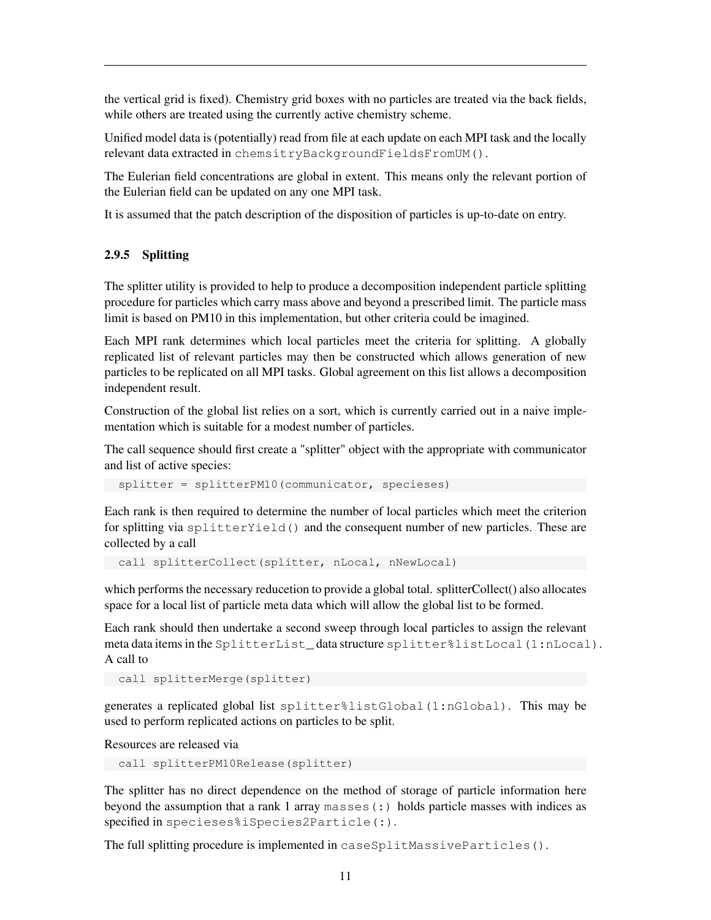the vertical grid is fixed). Chemistry grid boxes with no particles are treated via the back fields, while others are treated using the currently active chemistry scheme.

Unified model data is (potentially) read from file at each update on each MPI task and the locally relevant data extracted in `chemsitryBackgroundFieldsFromUM()`.

The Eulerian field concentrations are global in extent. This means only the relevant portion of the Eulerian field can be updated on any one MPI task.

It is assumed that the patch description of the disposition of particles is up-to-date on entry.

### 2.9.5 Splitting

The splitter utility is provided to help to produce a decomposition independent particle splitting procedure for particles which carry mass above and beyond a prescribed limit. The particle mass limit is based on PM10 in this implementation, but other criteria could be imagined.

Each MPI rank determines which local particles meet the criteria for splitting. A globally replicated list of relevant particles may then be constructed which allows generation of new particles to be replicated on all MPI tasks. Global agreement on this list allows a decomposition independent result.

Construction of the global list relies on a sort, which is currently carried out in a naive implementation which is suitable for a modest number of particles.

The call sequence should first create a "splitter" object with the appropriate with communicator and list of active species:

```
splitter = splitterPM10(communicator, specieses)
```

Each rank is then required to determine the number of local particles which meet the criterion for splitting via `splitterYield()` and the consequent number of new particles. These are collected by a call

```
call splitterCollect(splitter, nLocal, nNewLocal)
```

which performs the necessary reducetion to provide a global total. splitterCollect() also allocates space for a local list of particle meta data which will allow the global list to be formed.

Each rank should then undertake a second sweep through local particles to assign the relevant meta data items in the `SplitterList_` data structure `splitter%listLocal(1:nLocal)`. A call to

```
call splitterMerge(splitter)
```

generates a replicated global list `splitter%listGlobal(1:nGlobal)`. This may be used to perform replicated actions on particles to be split.

Resources are released via

```
call splitterPM10Release(splitter)
```

The splitter has no direct dependence on the method of storage of particle information here beyond the assumption that a rank 1 array `masses(:)` holds particle masses with indices as specified in `specieses%iSpecies2Particle(:)`.

The full splitting procedure is implemented in `caseSplitMassiveParticles()`.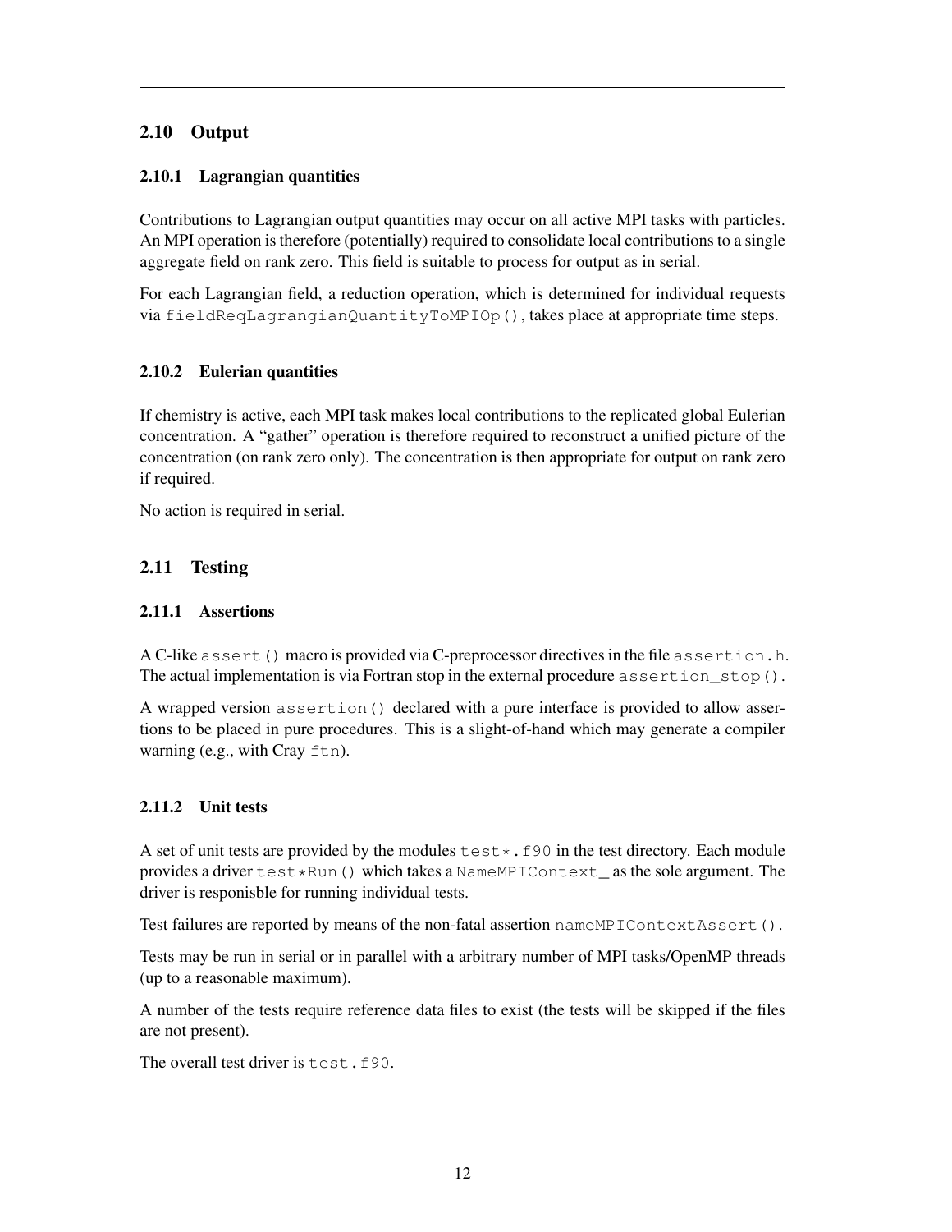## 2.10 Output

### 2.10.1 Lagrangian quantities

Contributions to Lagrangian output quantities may occur on all active MPI tasks with particles. An MPI operation is therefore (potentially) required to consolidate local contributions to a single aggregate field on rank zero. This field is suitable to process for output as in serial.

For each Lagrangian field, a reduction operation, which is determined for individual requests via `fieldReqLagrangianQuantityToMPIOp()`, takes place at appropriate time steps.

### 2.10.2 Eulerian quantities

If chemistry is active, each MPI task makes local contributions to the replicated global Eulerian concentration. A "gather" operation is therefore required to reconstruct a unified picture of the concentration (on rank zero only). The concentration is then appropriate for output on rank zero if required.

No action is required in serial.

## 2.11 Testing

### 2.11.1 Assertions

A C-like `assert()` macro is provided via C-preprocessor directives in the file `assertion.h`. The actual implementation is via Fortran stop in the external procedure `assertion_stop()`.

A wrapped version `assertion()` declared with a pure interface is provided to allow assertions to be placed in pure procedures. This is a slight-of-hand which may generate a compiler warning (e.g., with Cray `ftn`).

### 2.11.2 Unit tests

A set of unit tests are provided by the modules `test*.f90` in the test directory. Each module provides a driver `test*Run()` which takes a `NameMPIContext_` as the sole argument. The driver is responisble for running individual tests.

Test failures are reported by means of the non-fatal assertion `nameMPIContextAssert()`.

Tests may be run in serial or in parallel with a arbitrary number of MPI tasks/OpenMP threads (up to a reasonable maximum).

A number of the tests require reference data files to exist (the tests will be skipped if the files are not present).

The overall test driver is `test.f90`.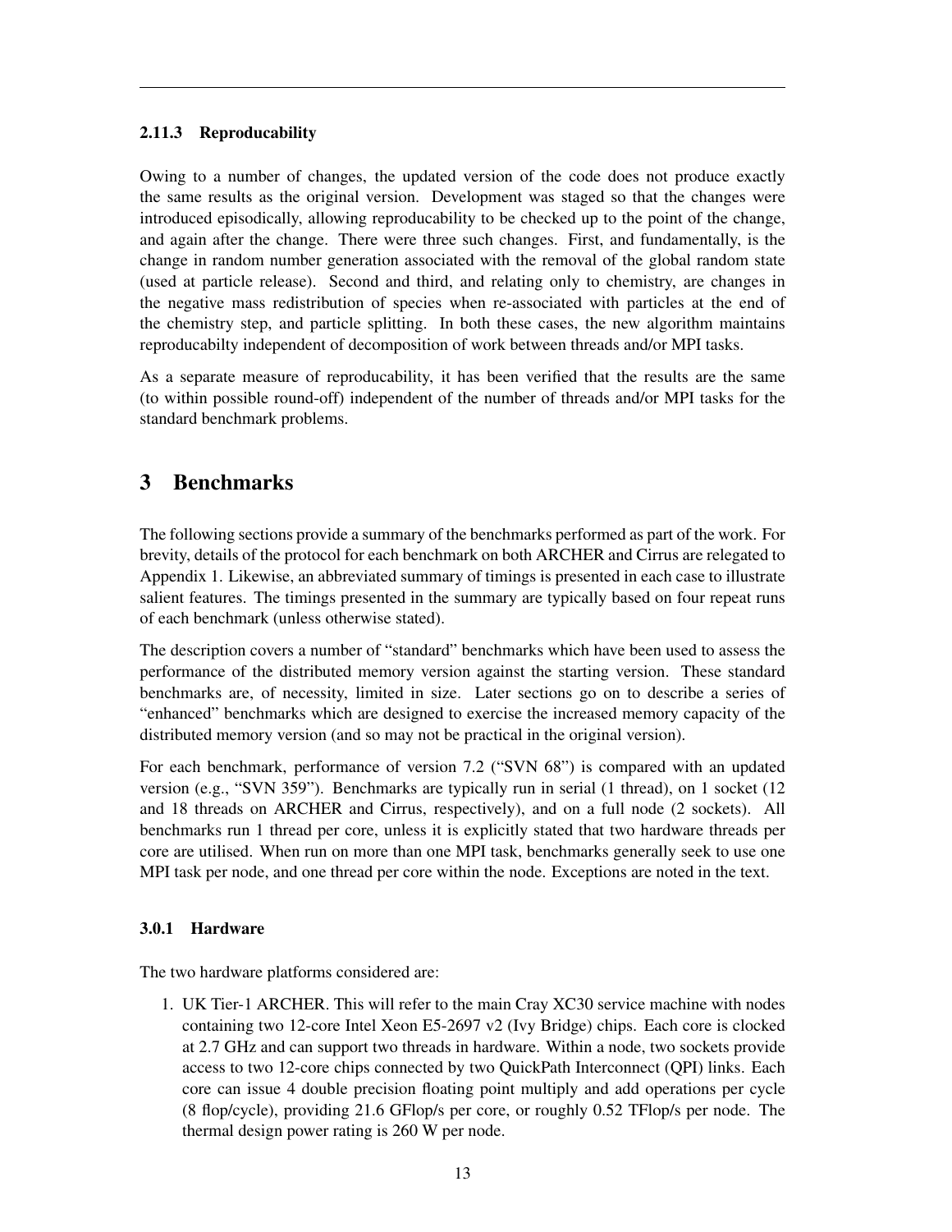#### 2.11.3 Reproducability

Owing to a number of changes, the updated version of the code does not produce exactly the same results as the original version. Development was staged so that the changes were introduced episodically, allowing reproducability to be checked up to the point of the change, and again after the change. There were three such changes. First, and fundamentally, is the change in random number generation associated with the removal of the global random state (used at particle release). Second and third, and relating only to chemistry, are changes in the negative mass redistribution of species when re-associated with particles at the end of the chemistry step, and particle splitting. In both these cases, the new algorithm maintains reproducabilty independent of decomposition of work between threads and/or MPI tasks.

As a separate measure of reproducability, it has been verified that the results are the same (to within possible round-off) independent of the number of threads and/or MPI tasks for the standard benchmark problems.

## 3 Benchmarks

The following sections provide a summary of the benchmarks performed as part of the work. For brevity, details of the protocol for each benchmark on both ARCHER and Cirrus are relegated to Appendix 1. Likewise, an abbreviated summary of timings is presented in each case to illustrate salient features. The timings presented in the summary are typically based on four repeat runs of each benchmark (unless otherwise stated).

The description covers a number of "standard" benchmarks which have been used to assess the performance of the distributed memory version against the starting version. These standard benchmarks are, of necessity, limited in size. Later sections go on to describe a series of "enhanced" benchmarks which are designed to exercise the increased memory capacity of the distributed memory version (and so may not be practical in the original version).

For each benchmark, performance of version 7.2 ("SVN 68") is compared with an updated version (e.g., "SVN 359"). Benchmarks are typically run in serial (1 thread), on 1 socket (12 and 18 threads on ARCHER and Cirrus, respectively), and on a full node (2 sockets). All benchmarks run 1 thread per core, unless it is explicitly stated that two hardware threads per core are utilised. When run on more than one MPI task, benchmarks generally seek to use one MPI task per node, and one thread per core within the node. Exceptions are noted in the text.

#### 3.0.1 Hardware

The two hardware platforms considered are:

1. UK Tier-1 ARCHER. This will refer to the main Cray XC30 service machine with nodes containing two 12-core Intel Xeon E5-2697 v2 (Ivy Bridge) chips. Each core is clocked at 2.7 GHz and can support two threads in hardware. Within a node, two sockets provide access to two 12-core chips connected by two QuickPath Interconnect (QPI) links. Each core can issue 4 double precision floating point multiply and add operations per cycle (8 flop/cycle), providing 21.6 GFlop/s per core, or roughly 0.52 TFlop/s per node. The thermal design power rating is 260 W per node.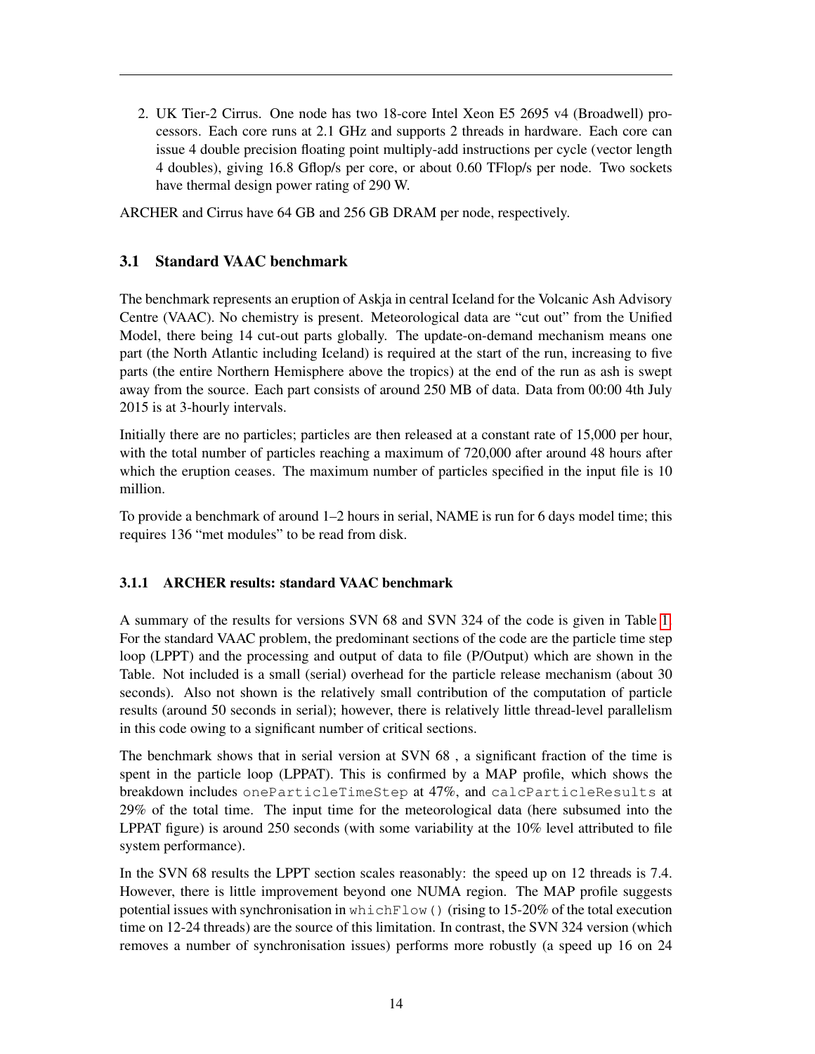2. UK Tier-2 Cirrus. One node has two 18-core Intel Xeon E5 2695 v4 (Broadwell) processors. Each core runs at 2.1 GHz and supports 2 threads in hardware. Each core can issue 4 double precision floating point multiply-add instructions per cycle (vector length 4 doubles), giving 16.8 Gflop/s per core, or about 0.60 TFlop/s per node. Two sockets have thermal design power rating of 290 W.

ARCHER and Cirrus have 64 GB and 256 GB DRAM per node, respectively.

### 3.1 Standard VAAC benchmark

The benchmark represents an eruption of Askja in central Iceland for the Volcanic Ash Advisory Centre (VAAC). No chemistry is present. Meteorological data are "cut out" from the Unified Model, there being 14 cut-out parts globally. The update-on-demand mechanism means one part (the North Atlantic including Iceland) is required at the start of the run, increasing to five parts (the entire Northern Hemisphere above the tropics) at the end of the run as ash is swept away from the source. Each part consists of around 250 MB of data. Data from 00:00 4th July 2015 is at 3-hourly intervals.

Initially there are no particles; particles are then released at a constant rate of 15,000 per hour, with the total number of particles reaching a maximum of 720,000 after around 48 hours after which the eruption ceases. The maximum number of particles specified in the input file is 10 million.

To provide a benchmark of around 1–2 hours in serial, NAME is run for 6 days model time; this requires 136 "met modules" to be read from disk.

#### 3.1.1 ARCHER results: standard VAAC benchmark

A summary of the results for versions SVN 68 and SVN 324 of the code is given in Table 1. For the standard VAAC problem, the predominant sections of the code are the particle time step loop (LPPT) and the processing and output of data to file (P/Output) which are shown in the Table. Not included is a small (serial) overhead for the particle release mechanism (about 30 seconds). Also not shown is the relatively small contribution of the computation of particle results (around 50 seconds in serial); however, there is relatively little thread-level parallelism in this code owing to a significant number of critical sections.

The benchmark shows that in serial version at SVN 68 , a significant fraction of the time is spent in the particle loop (LPPAT). This is confirmed by a MAP profile, which shows the breakdown includes `oneParticleTimeStep` at 47%, and `calcParticleResults` at 29% of the total time. The input time for the meteorological data (here subsumed into the LPPAT figure) is around 250 seconds (with some variability at the 10% level attributed to file system performance).

In the SVN 68 results the LPPT section scales reasonably: the speed up on 12 threads is 7.4. However, there is little improvement beyond one NUMA region. The MAP profile suggests potential issues with synchronisation in `whichFlow()` (rising to 15-20% of the total execution time on 12-24 threads) are the source of this limitation. In contrast, the SVN 324 version (which removes a number of synchronisation issues) performs more robustly (a speed up 16 on 24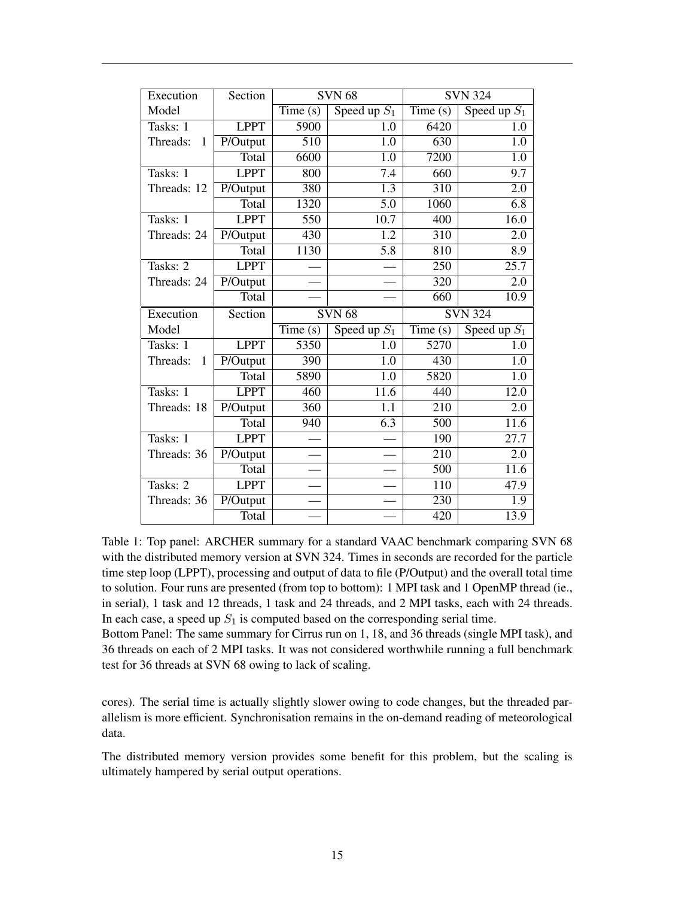| Execution Model | Section | SVN 68 | | SVN 324 | |
|---|---|---|---|---|---|
| | | Time (s) | Speed up $S_1$ | Time (s) | Speed up $S_1$ |
| Tasks: 1 Threads: 1 | LPPT | 5900 | 1.0 | 6420 | 1.0 |
| | P/Output | 510 | 1.0 | 630 | 1.0 |
| | Total | 6600 | 1.0 | 7200 | 1.0 |
| Tasks: 1 Threads: 12 | LPPT | 800 | 7.4 | 660 | 9.7 |
| | P/Output | 380 | 1.3 | 310 | 2.0 |
| | Total | 1320 | 5.0 | 1060 | 6.8 |
| Tasks: 1 Threads: 24 | LPPT | 550 | 10.7 | 400 | 16.0 |
| | P/Output | 430 | 1.2 | 310 | 2.0 |
| | Total | 1130 | 5.8 | 810 | 8.9 |
| Tasks: 2 Threads: 24 | LPPT | — | — | 250 | 25.7 |
| | P/Output | — | — | 320 | 2.0 |
| | Total | — | — | 660 | 10.9 |

| Execution Model | Section | SVN 68 | | SVN 324 | |
|---|---|---|---|---|---|
| | | Time (s) | Speed up $S_1$ | Time (s) | Speed up $S_1$ |
| Tasks: 1 Threads: 1 | LPPT | 5350 | 1.0 | 5270 | 1.0 |
| | P/Output | 390 | 1.0 | 430 | 1.0 |
| | Total | 5890 | 1.0 | 5820 | 1.0 |
| Tasks: 1 Threads: 18 | LPPT | 460 | 11.6 | 440 | 12.0 |
| | P/Output | 360 | 1.1 | 210 | 2.0 |
| | Total | 940 | 6.3 | 500 | 11.6 |
| Tasks: 1 Threads: 36 | LPPT | — | — | 190 | 27.7 |
| | P/Output | — | — | 210 | 2.0 |
| | Total | — | — | 500 | 11.6 |
| Tasks: 2 Threads: 36 | LPPT | — | — | 110 | 47.9 |
| | P/Output | — | — | 230 | 1.9 |
| | Total | — | — | 420 | 13.9 |

Table 1: Top panel: ARCHER summary for a standard VAAC benchmark comparing SVN 68 with the distributed memory version at SVN 324. Times in seconds are recorded for the particle time step loop (LPPT), processing and output of data to file (P/Output) and the overall total time to solution. Four runs are presented (from top to bottom): 1 MPI task and 1 OpenMP thread (ie., in serial), 1 task and 12 threads, 1 task and 24 threads, and 2 MPI tasks, each with 24 threads. In each case, a speed up $S_1$ is computed based on the corresponding serial time.
Bottom Panel: The same summary for Cirrus run on 1, 18, and 36 threads (single MPI task), and 36 threads on each of 2 MPI tasks. It was not considered worthwhile running a full benchmark test for 36 threads at SVN 68 owing to lack of scaling.

cores). The serial time is actually slightly slower owing to code changes, but the threaded parallelism is more efficient. Synchronisation remains in the on-demand reading of meteorological data.

The distributed memory version provides some benefit for this problem, but the scaling is ultimately hampered by serial output operations.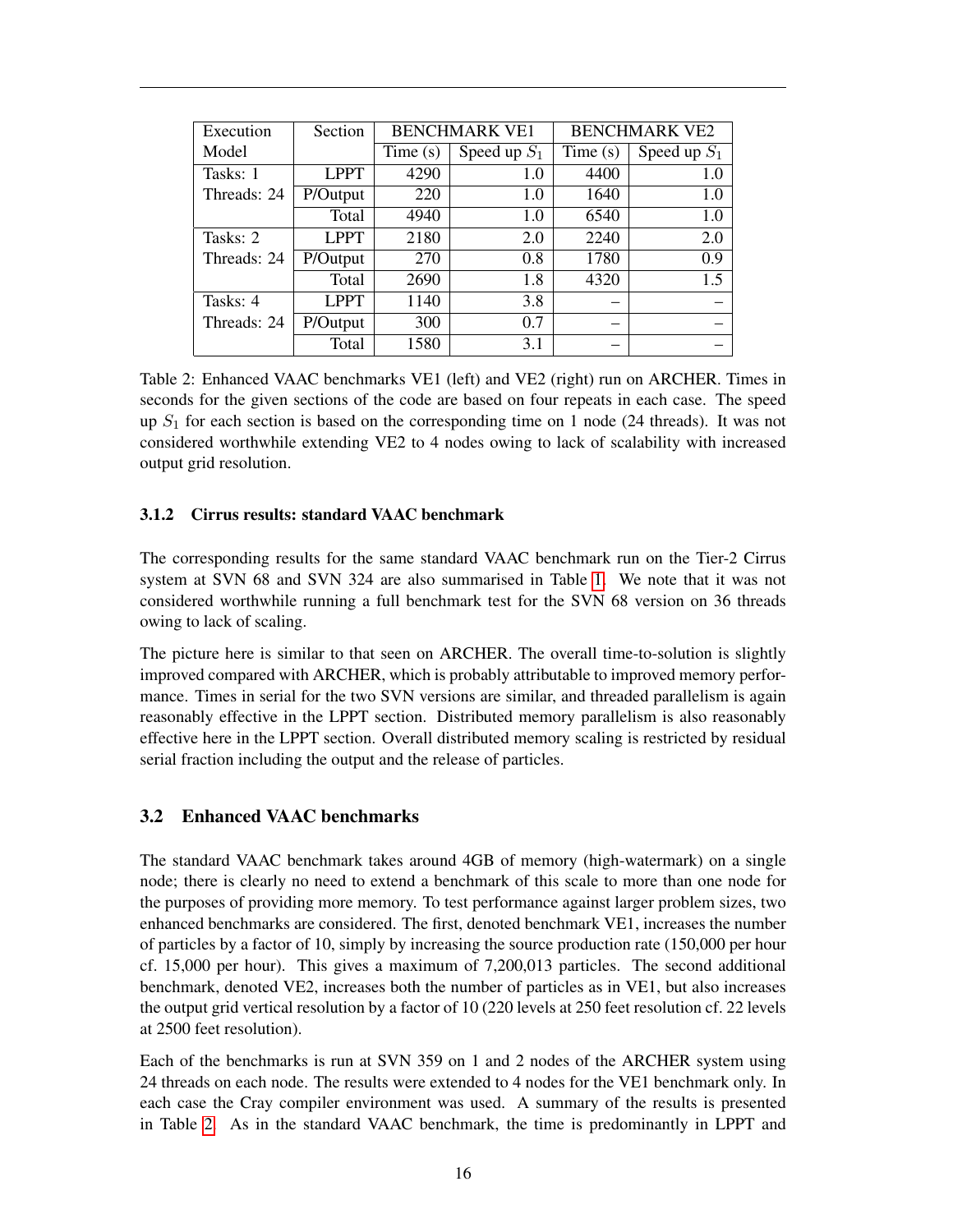| Execution Model | Section | BENCHMARK VE1 | | BENCHMARK VE2 | |
|---|---|---|---|---|---|
| | | Time (s) | Speed up $S_1$ | Time (s) | Speed up $S_1$ |
| Tasks: 1 Threads: 24 | LPPT | 4290 | 1.0 | 4400 | 1.0 |
| | P/Output | 220 | 1.0 | 1640 | 1.0 |
| | Total | 4940 | 1.0 | 6540 | 1.0 |
| Tasks: 2 Threads: 24 | LPPT | 2180 | 2.0 | 2240 | 2.0 |
| | P/Output | 270 | 0.8 | 1780 | 0.9 |
| | Total | 2690 | 1.8 | 4320 | 1.5 |
| Tasks: 4 Threads: 24 | LPPT | 1140 | 3.8 | – | – |
| | P/Output | 300 | 0.7 | – | – |
| | Total | 1580 | 3.1 | – | – |

Table 2: Enhanced VAAC benchmarks VE1 (left) and VE2 (right) run on ARCHER. Times in seconds for the given sections of the code are based on four repeats in each case. The speed up $S_1$ for each section is based on the corresponding time on 1 node (24 threads). It was not considered worthwhile extending VE2 to 4 nodes owing to lack of scalability with increased output grid resolution.

#### 3.1.2 Cirrus results: standard VAAC benchmark

The corresponding results for the same standard VAAC benchmark run on the Tier-2 Cirrus system at SVN 68 and SVN 324 are also summarised in Table 1. We note that it was not considered worthwhile running a full benchmark test for the SVN 68 version on 36 threads owing to lack of scaling.

The picture here is similar to that seen on ARCHER. The overall time-to-solution is slightly improved compared with ARCHER, which is probably attributable to improved memory performance. Times in serial for the two SVN versions are similar, and threaded parallelism is again reasonably effective in the LPPT section. Distributed memory parallelism is also reasonably effective here in the LPPT section. Overall distributed memory scaling is restricted by residual serial fraction including the output and the release of particles.

### 3.2 Enhanced VAAC benchmarks

The standard VAAC benchmark takes around 4GB of memory (high-watermark) on a single node; there is clearly no need to extend a benchmark of this scale to more than one node for the purposes of providing more memory. To test performance against larger problem sizes, two enhanced benchmarks are considered. The first, denoted benchmark VE1, increases the number of particles by a factor of 10, simply by increasing the source production rate (150,000 per hour cf. 15,000 per hour). This gives a maximum of 7,200,013 particles. The second additional benchmark, denoted VE2, increases both the number of particles as in VE1, but also increases the output grid vertical resolution by a factor of 10 (220 levels at 250 feet resolution cf. 22 levels at 2500 feet resolution).

Each of the benchmarks is run at SVN 359 on 1 and 2 nodes of the ARCHER system using 24 threads on each node. The results were extended to 4 nodes for the VE1 benchmark only. In each case the Cray compiler environment was used. A summary of the results is presented in Table 2. As in the standard VAAC benchmark, the time is predominantly in LPPT and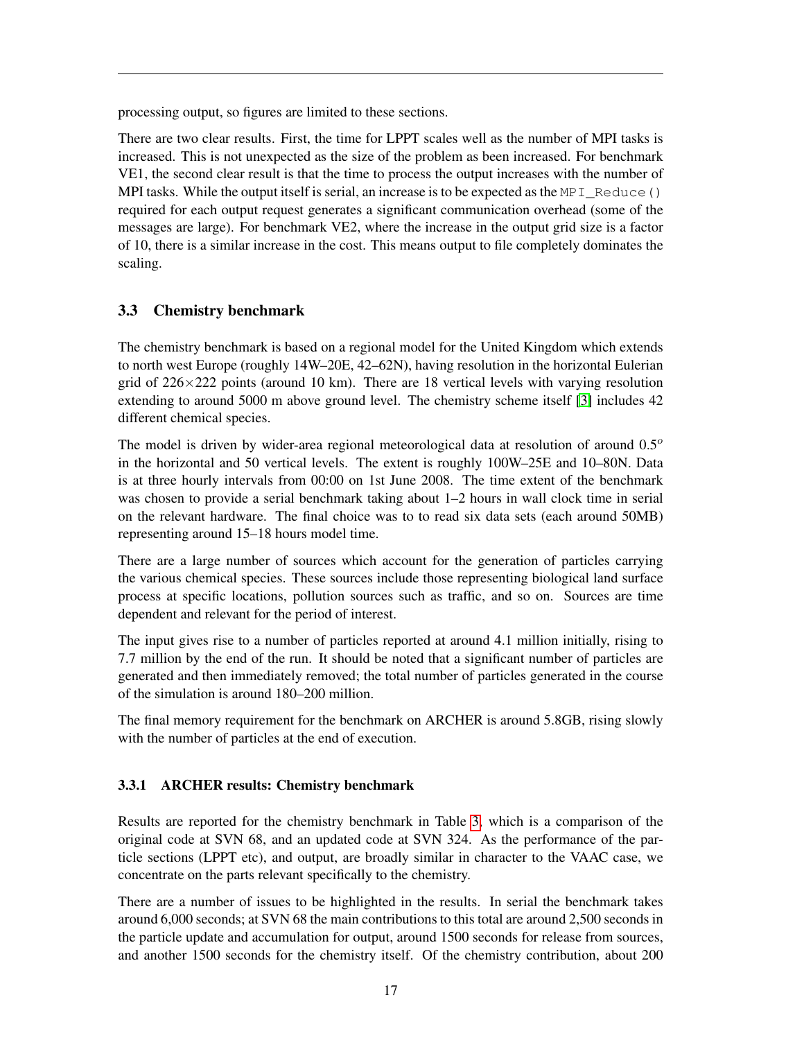processing output, so figures are limited to these sections.

There are two clear results. First, the time for LPPT scales well as the number of MPI tasks is increased. This is not unexpected as the size of the problem as been increased. For benchmark VE1, the second clear result is that the time to process the output increases with the number of MPI tasks. While the output itself is serial, an increase is to be expected as the `MPI_Reduce()` required for each output request generates a significant communication overhead (some of the messages are large). For benchmark VE2, where the increase in the output grid size is a factor of 10, there is a similar increase in the cost. This means output to file completely dominates the scaling.

## 3.3 Chemistry benchmark

The chemistry benchmark is based on a regional model for the United Kingdom which extends to north west Europe (roughly 14W–20E, 42–62N), having resolution in the horizontal Eulerian grid of $226 \times 222$ points (around 10 km). There are 18 vertical levels with varying resolution extending to around 5000 m above ground level. The chemistry scheme itself [3] includes 42 different chemical species.

The model is driven by wider-area regional meteorological data at resolution of around $0.5^o$ in the horizontal and 50 vertical levels. The extent is roughly 100W–25E and 10–80N. Data is at three hourly intervals from 00:00 on 1st June 2008. The time extent of the benchmark was chosen to provide a serial benchmark taking about 1–2 hours in wall clock time in serial on the relevant hardware. The final choice was to to read six data sets (each around 50MB) representing around 15–18 hours model time.

There are a large number of sources which account for the generation of particles carrying the various chemical species. These sources include those representing biological land surface process at specific locations, pollution sources such as traffic, and so on. Sources are time dependent and relevant for the period of interest.

The input gives rise to a number of particles reported at around 4.1 million initially, rising to 7.7 million by the end of the run. It should be noted that a significant number of particles are generated and then immediately removed; the total number of particles generated in the course of the simulation is around 180–200 million.

The final memory requirement for the benchmark on ARCHER is around 5.8GB, rising slowly with the number of particles at the end of execution.

### 3.3.1 ARCHER results: Chemistry benchmark

Results are reported for the chemistry benchmark in Table 3, which is a comparison of the original code at SVN 68, and an updated code at SVN 324. As the performance of the particle sections (LPPT etc), and output, are broadly similar in character to the VAAC case, we concentrate on the parts relevant specifically to the chemistry.

There are a number of issues to be highlighted in the results. In serial the benchmark takes around 6,000 seconds; at SVN 68 the main contributions to this total are around 2,500 seconds in the particle update and accumulation for output, around 1500 seconds for release from sources, and another 1500 seconds for the chemistry itself. Of the chemistry contribution, about 200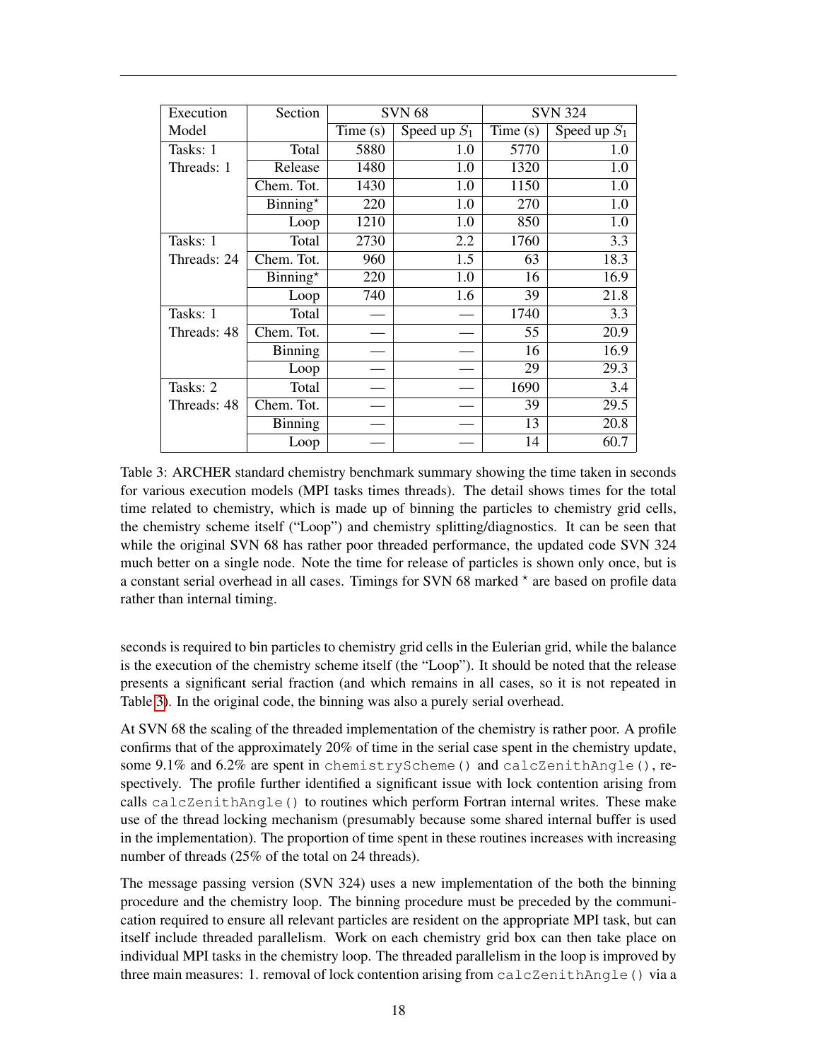| Execution Model | Section | SVN 68 | | SVN 324 | |
|---|---|---|---|---|---|
| | | Time (s) | Speed up $S_1$ | Time (s) | Speed up $S_1$ |
| Tasks: 1 Threads: 1 | Total | 5880 | 1.0 | 5770 | 1.0 |
| | Release | 1480 | 1.0 | 1320 | 1.0 |
| | Chem. Tot. | 1430 | 1.0 | 1150 | 1.0 |
| | Binning⋆ | 220 | 1.0 | 270 | 1.0 |
| | Loop | 1210 | 1.0 | 850 | 1.0 |
| Tasks: 1 Threads: 24 | Total | 2730 | 2.2 | 1760 | 3.3 |
| | Chem. Tot. | 960 | 1.5 | 63 | 18.3 |
| | Binning⋆ | 220 | 1.0 | 16 | 16.9 |
| | Loop | 740 | 1.6 | 39 | 21.8 |
| Tasks: 1 Threads: 48 | Total | — | — | 1740 | 3.3 |
| | Chem. Tot. | — | — | 55 | 20.9 |
| | Binning | — | — | 16 | 16.9 |
| | Loop | — | — | 29 | 29.3 |
| Tasks: 2 Threads: 48 | Total | — | — | 1690 | 3.4 |
| | Chem. Tot. | — | — | 39 | 29.5 |
| | Binning | — | — | 13 | 20.8 |
| | Loop | — | — | 14 | 60.7 |

Table 3: ARCHER standard chemistry benchmark summary showing the time taken in seconds for various execution models (MPI tasks times threads). The detail shows times for the total time related to chemistry, which is made up of binning the particles to chemistry grid cells, the chemistry scheme itself ("Loop") and chemistry splitting/diagnostics. It can be seen that while the original SVN 68 has rather poor threaded performance, the updated code SVN 324 much better on a single node. Note the time for release of particles is shown only once, but is a constant serial overhead in all cases. Timings for SVN 68 marked ⋆ are based on profile data rather than internal timing.

seconds is required to bin particles to chemistry grid cells in the Eulerian grid, while the balance is the execution of the chemistry scheme itself (the "Loop"). It should be noted that the release presents a significant serial fraction (and which remains in all cases, so it is not repeated in Table 3). In the original code, the binning was also a purely serial overhead.

At SVN 68 the scaling of the threaded implementation of the chemistry is rather poor. A profile confirms that of the approximately 20% of time in the serial case spent in the chemistry update, some 9.1% and 6.2% are spent in `chemistryScheme()` and `calcZenithAngle()`, respectively. The profile further identified a significant issue with lock contention arising from calls `calcZenithAngle()` to routines which perform Fortran internal writes. These make use of the thread locking mechanism (presumably because some shared internal buffer is used in the implementation). The proportion of time spent in these routines increases with increasing number of threads (25% of the total on 24 threads).

The message passing version (SVN 324) uses a new implementation of the both the binning procedure and the chemistry loop. The binning procedure must be preceded by the communication required to ensure all relevant particles are resident on the appropriate MPI task, but can itself include threaded parallelism. Work on each chemistry grid box can then take place on individual MPI tasks in the chemistry loop. The threaded parallelism in the loop is improved by three main measures: 1. removal of lock contention arising from `calcZenithAngle()` via a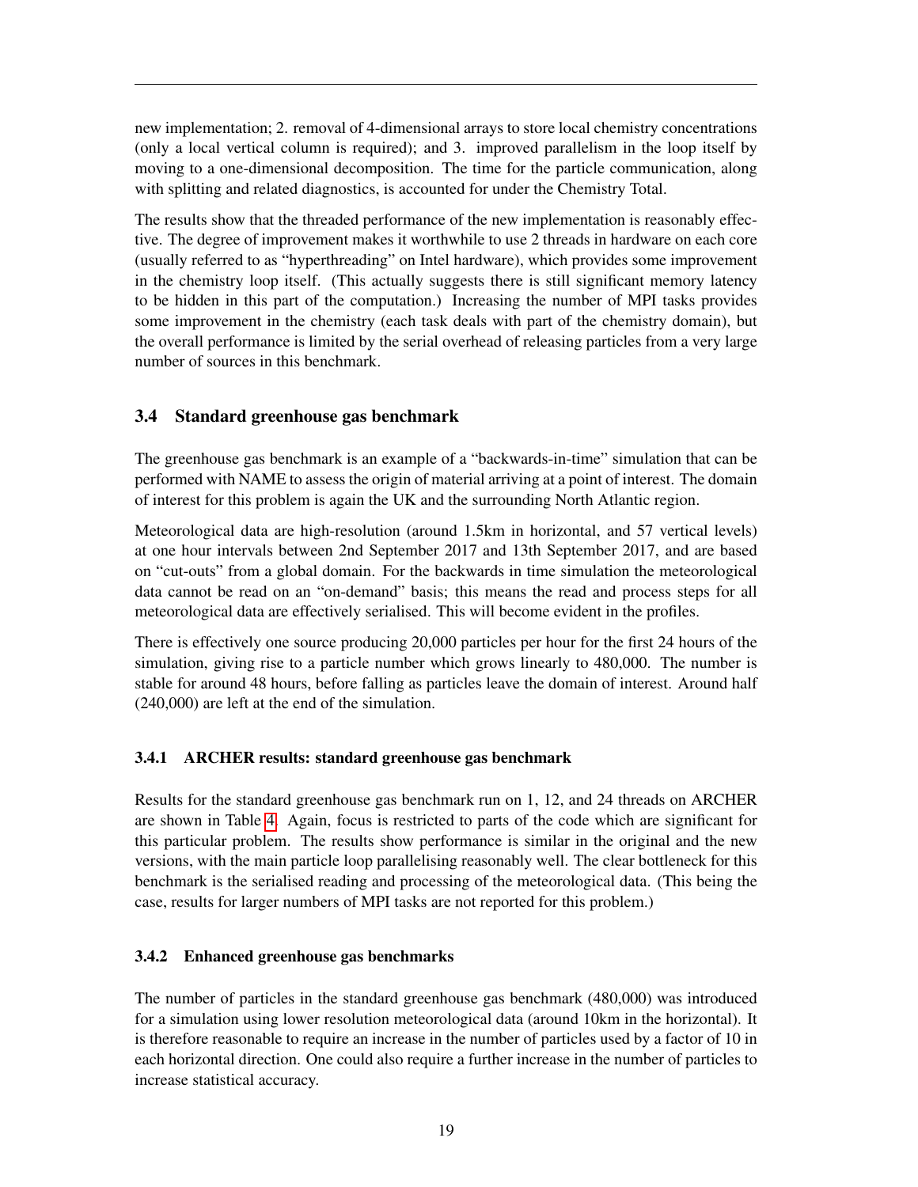new implementation; 2. removal of 4-dimensional arrays to store local chemistry concentrations (only a local vertical column is required); and 3. improved parallelism in the loop itself by moving to a one-dimensional decomposition. The time for the particle communication, along with splitting and related diagnostics, is accounted for under the Chemistry Total.

The results show that the threaded performance of the new implementation is reasonably effective. The degree of improvement makes it worthwhile to use 2 threads in hardware on each core (usually referred to as "hyperthreading" on Intel hardware), which provides some improvement in the chemistry loop itself. (This actually suggests there is still significant memory latency to be hidden in this part of the computation.) Increasing the number of MPI tasks provides some improvement in the chemistry (each task deals with part of the chemistry domain), but the overall performance is limited by the serial overhead of releasing particles from a very large number of sources in this benchmark.

### 3.4 Standard greenhouse gas benchmark

The greenhouse gas benchmark is an example of a "backwards-in-time" simulation that can be performed with NAME to assess the origin of material arriving at a point of interest. The domain of interest for this problem is again the UK and the surrounding North Atlantic region.

Meteorological data are high-resolution (around 1.5km in horizontal, and 57 vertical levels) at one hour intervals between 2nd September 2017 and 13th September 2017, and are based on "cut-outs" from a global domain. For the backwards in time simulation the meteorological data cannot be read on an "on-demand" basis; this means the read and process steps for all meteorological data are effectively serialised. This will become evident in the profiles.

There is effectively one source producing 20,000 particles per hour for the first 24 hours of the simulation, giving rise to a particle number which grows linearly to 480,000. The number is stable for around 48 hours, before falling as particles leave the domain of interest. Around half (240,000) are left at the end of the simulation.

#### 3.4.1 ARCHER results: standard greenhouse gas benchmark

Results for the standard greenhouse gas benchmark run on 1, 12, and 24 threads on ARCHER are shown in Table 4. Again, focus is restricted to parts of the code which are significant for this particular problem. The results show performance is similar in the original and the new versions, with the main particle loop parallelising reasonably well. The clear bottleneck for this benchmark is the serialised reading and processing of the meteorological data. (This being the case, results for larger numbers of MPI tasks are not reported for this problem.)

#### 3.4.2 Enhanced greenhouse gas benchmarks

The number of particles in the standard greenhouse gas benchmark (480,000) was introduced for a simulation using lower resolution meteorological data (around 10km in the horizontal). It is therefore reasonable to require an increase in the number of particles used by a factor of 10 in each horizontal direction. One could also require a further increase in the number of particles to increase statistical accuracy.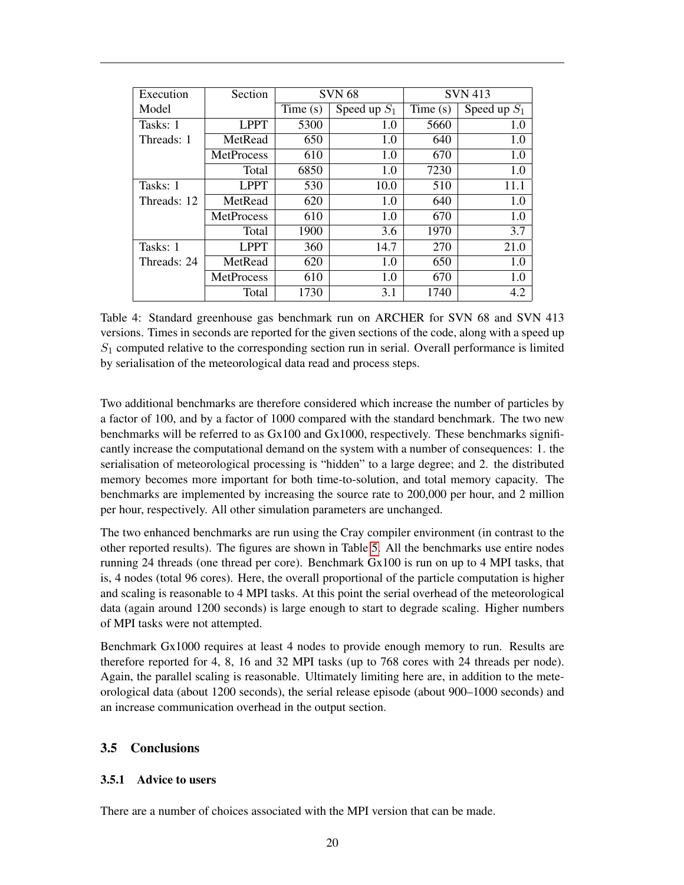| Execution Model | Section | SVN 68 | | SVN 413 | |
|---|---|---|---|---|---|
| | | Time (s) | Speed up $S_1$ | Time (s) | Speed up $S_1$ |
| Tasks: 1 Threads: 1 | LPPT | 5300 | 1.0 | 5660 | 1.0 |
| | MetRead | 650 | 1.0 | 640 | 1.0 |
| | MetProcess | 610 | 1.0 | 670 | 1.0 |
| | Total | 6850 | 1.0 | 7230 | 1.0 |
| Tasks: 1 Threads: 12 | LPPT | 530 | 10.0 | 510 | 11.1 |
| | MetRead | 620 | 1.0 | 640 | 1.0 |
| | MetProcess | 610 | 1.0 | 670 | 1.0 |
| | Total | 1900 | 3.6 | 1970 | 3.7 |
| Tasks: 1 Threads: 24 | LPPT | 360 | 14.7 | 270 | 21.0 |
| | MetRead | 620 | 1.0 | 650 | 1.0 |
| | MetProcess | 610 | 1.0 | 670 | 1.0 |
| | Total | 1730 | 3.1 | 1740 | 4.2 |

Table 4: Standard greenhouse gas benchmark run on ARCHER for SVN 68 and SVN 413 versions. Times in seconds are reported for the given sections of the code, along with a speed up $S_1$ computed relative to the corresponding section run in serial. Overall performance is limited by serialisation of the meteorological data read and process steps.

Two additional benchmarks are therefore considered which increase the number of particles by a factor of 100, and by a factor of 1000 compared with the standard benchmark. The two new benchmarks will be referred to as Gx100 and Gx1000, respectively. These benchmarks significantly increase the computational demand on the system with a number of consequences: 1. the serialisation of meteorological processing is "hidden" to a large degree; and 2. the distributed memory becomes more important for both time-to-solution, and total memory capacity. The benchmarks are implemented by increasing the source rate to 200,000 per hour, and 2 million per hour, respectively. All other simulation parameters are unchanged.

The two enhanced benchmarks are run using the Cray compiler environment (in contrast to the other reported results). The figures are shown in Table 5. All the benchmarks use entire nodes running 24 threads (one thread per core). Benchmark Gx100 is run on up to 4 MPI tasks, that is, 4 nodes (total 96 cores). Here, the overall proportional of the particle computation is higher and scaling is reasonable to 4 MPI tasks. At this point the serial overhead of the meteorological data (again around 1200 seconds) is large enough to start to degrade scaling. Higher numbers of MPI tasks were not attempted.

Benchmark Gx1000 requires at least 4 nodes to provide enough memory to run. Results are therefore reported for 4, 8, 16 and 32 MPI tasks (up to 768 cores with 24 threads per node). Again, the parallel scaling is reasonable. Ultimately limiting here are, in addition to the meteorological data (about 1200 seconds), the serial release episode (about 900–1000 seconds) and an increase communication overhead in the output section.

### 3.5 Conclusions

#### 3.5.1 Advice to users

There are a number of choices associated with the MPI version that can be made.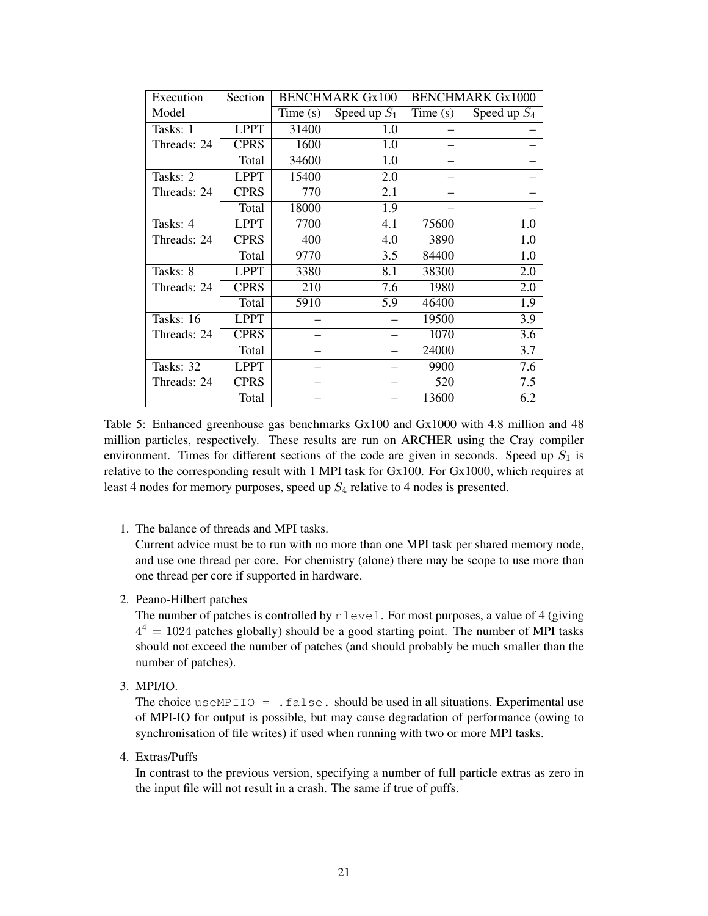| Execution Model | Section | BENCHMARK Gx100 | | BENCHMARK Gx1000 | |
|---|---|---|---|---|---|
| | | Time (s) | Speed up $S_1$ | Time (s) | Speed up $S_4$ |
| Tasks: 1 Threads: 24 | LPPT | 31400 | 1.0 | – | – |
| | CPRS | 1600 | 1.0 | – | – |
| | Total | 34600 | 1.0 | – | – |
| Tasks: 2 Threads: 24 | LPPT | 15400 | 2.0 | – | – |
| | CPRS | 770 | 2.1 | – | – |
| | Total | 18000 | 1.9 | – | – |
| Tasks: 4 Threads: 24 | LPPT | 7700 | 4.1 | 75600 | 1.0 |
| | CPRS | 400 | 4.0 | 3890 | 1.0 |
| | Total | 9770 | 3.5 | 84400 | 1.0 |
| Tasks: 8 Threads: 24 | LPPT | 3380 | 8.1 | 38300 | 2.0 |
| | CPRS | 210 | 7.6 | 1980 | 2.0 |
| | Total | 5910 | 5.9 | 46400 | 1.9 |
| Tasks: 16 Threads: 24 | LPPT | – | – | 19500 | 3.9 |
| | CPRS | – | – | 1070 | 3.6 |
| | Total | – | – | 24000 | 3.7 |
| Tasks: 32 Threads: 24 | LPPT | – | – | 9900 | 7.6 |
| | CPRS | – | – | 520 | 7.5 |
| | Total | – | – | 13600 | 6.2 |

Table 5: Enhanced greenhouse gas benchmarks Gx100 and Gx1000 with 4.8 million and 48 million particles, respectively. These results are run on ARCHER using the Cray compiler environment. Times for different sections of the code are given in seconds. Speed up $S_1$ is relative to the corresponding result with 1 MPI task for Gx100. For Gx1000, which requires at least 4 nodes for memory purposes, speed up $S_4$ relative to 4 nodes is presented.

1. The balance of threads and MPI tasks.
   Current advice must be to run with no more than one MPI task per shared memory node, and use one thread per core. For chemistry (alone) there may be scope to use more than one thread per core if supported in hardware.

2. Peano-Hilbert patches
   The number of patches is controlled by `nlevel`. For most purposes, a value of 4 (giving $4^4 = 1024$ patches globally) should be a good starting point. The number of MPI tasks should not exceed the number of patches (and should probably be much smaller than the number of patches).

3. MPI/IO.
   The choice `useMPIIO = .false.` should be used in all situations. Experimental use of MPI-IO for output is possible, but may cause degradation of performance (owing to synchronisation of file writes) if used when running with two or more MPI tasks.

4. Extras/Puffs
   In contrast to the previous version, specifying a number of full particle extras as zero in the input file will not result in a crash. The same if true of puffs.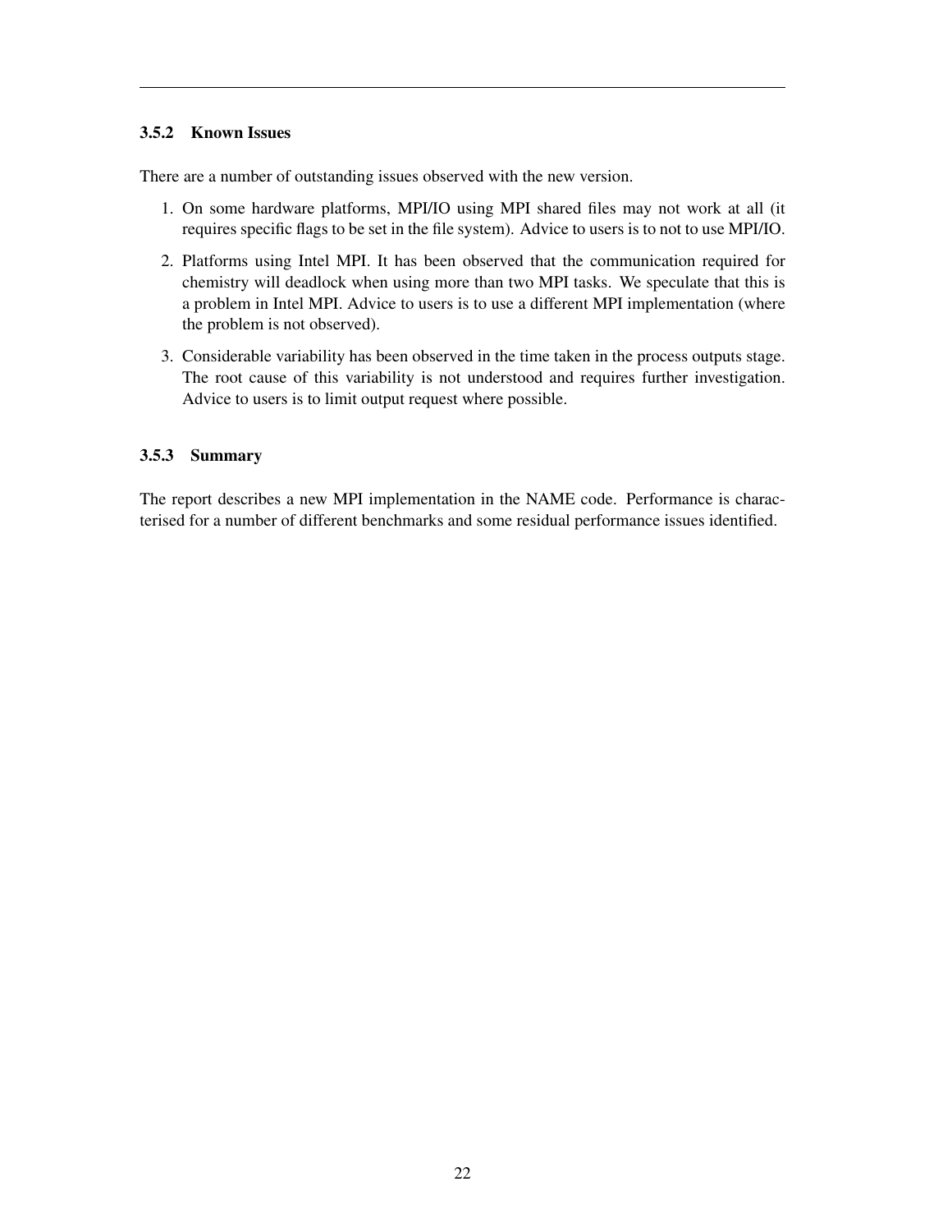### 3.5.2 Known Issues

There are a number of outstanding issues observed with the new version.

1. On some hardware platforms, MPI/IO using MPI shared files may not work at all (it requires specific flags to be set in the file system). Advice to users is to not to use MPI/IO.
2. Platforms using Intel MPI. It has been observed that the communication required for chemistry will deadlock when using more than two MPI tasks. We speculate that this is a problem in Intel MPI. Advice to users is to use a different MPI implementation (where the problem is not observed).
3. Considerable variability has been observed in the time taken in the process outputs stage. The root cause of this variability is not understood and requires further investigation. Advice to users is to limit output request where possible.

### 3.5.3 Summary

The report describes a new MPI implementation in the NAME code. Performance is characterised for a number of different benchmarks and some residual performance issues identified.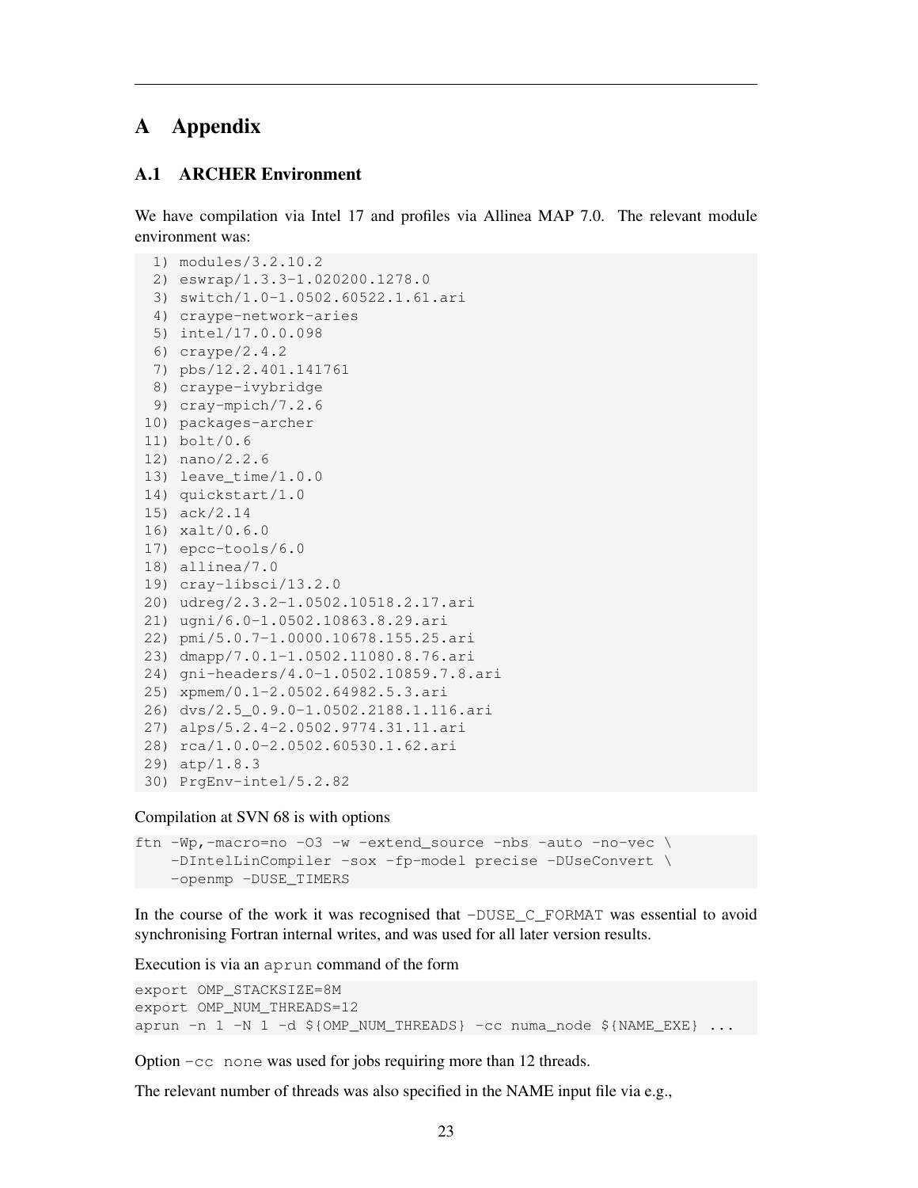# A Appendix

## A.1 ARCHER Environment

We have compilation via Intel 17 and profiles via Allinea MAP 7.0. The relevant module environment was:

```
 1) modules/3.2.10.2
 2) eswrap/1.3.3-1.020200.1278.0
 3) switch/1.0-1.0502.60522.1.61.ari
 4) craype-network-aries
 5) intel/17.0.0.098
 6) craype/2.4.2
 7) pbs/12.2.401.141761
 8) craype-ivybridge
 9) cray-mpich/7.2.6
10) packages-archer
11) bolt/0.6
12) nano/2.2.6
13) leave_time/1.0.0
14) quickstart/1.0
15) ack/2.14
16) xalt/0.6.0
17) epcc-tools/6.0
18) allinea/7.0
19) cray-libsci/13.2.0
20) udreg/2.3.2-1.0502.10518.2.17.ari
21) ugni/6.0-1.0502.10863.8.29.ari
22) pmi/5.0.7-1.0000.10678.155.25.ari
23) dmapp/7.0.1-1.0502.11080.8.76.ari
24) gni-headers/4.0-1.0502.10859.7.8.ari
25) xpmem/0.1-2.0502.64982.5.3.ari
26) dvs/2.5_0.9.0-1.0502.2188.1.116.ari
27) alps/5.2.4-2.0502.9774.31.11.ari
28) rca/1.0.0-2.0502.60530.1.62.ari
29) atp/1.8.3
30) PrgEnv-intel/5.2.82
```

Compilation at SVN 68 is with options

```
ftn -Wp,-macro=no -O3 -w -extend_source -nbs -auto -no-vec \
    -DIntelLinCompiler -sox -fp-model precise -DUseConvert \
    -openmp -DUSE_TIMERS
```

In the course of the work it was recognised that `-DUSE_C_FORMAT` was essential to avoid synchronising Fortran internal writes, and was used for all later version results.

Execution is via an `aprun` command of the form

```
export OMP_STACKSIZE=8M
export OMP_NUM_THREADS=12
aprun -n 1 -N 1 -d ${OMP_NUM_THREADS} -cc numa_node ${NAME_EXE} ...
```

Option `-cc none` was used for jobs requiring more than 12 threads.

The relevant number of threads was also specified in the NAME input file via e.g.,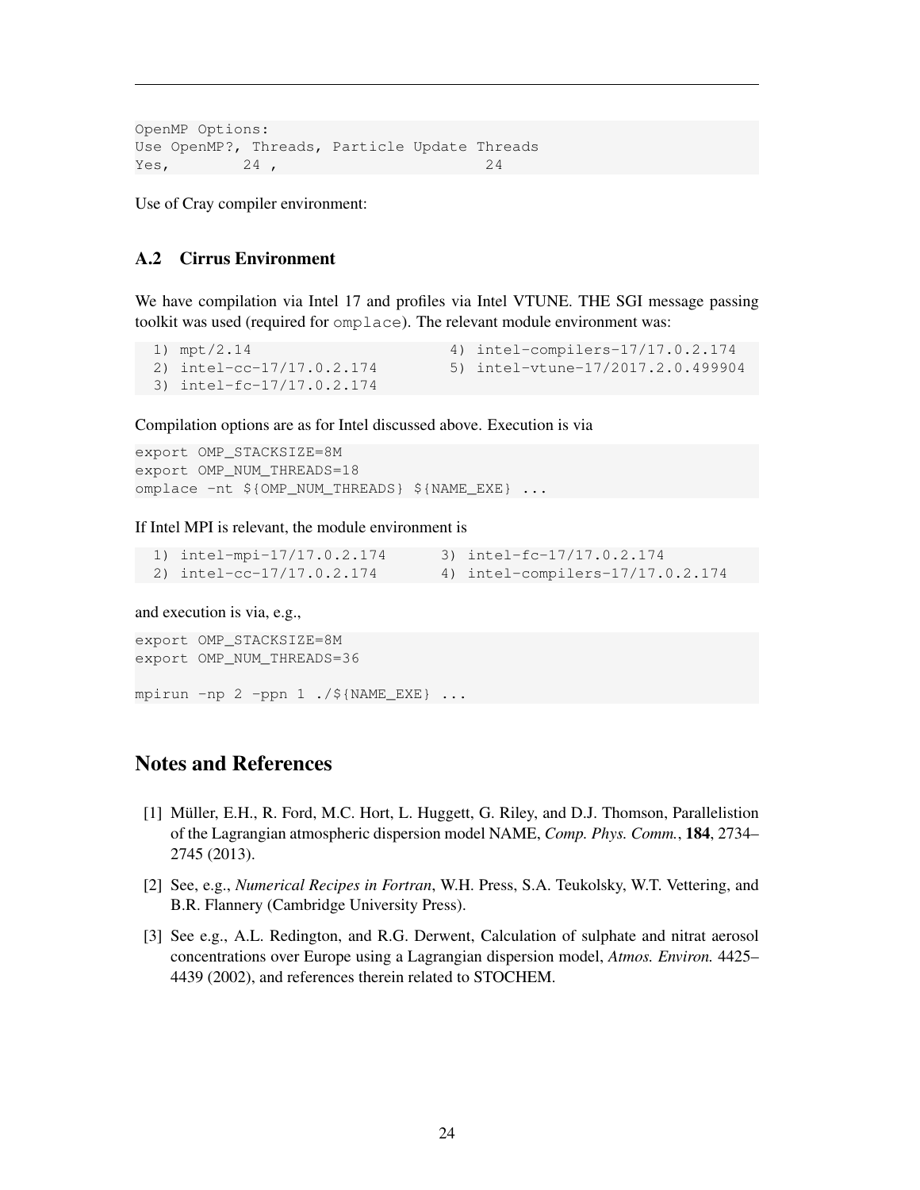```
OpenMP Options:
Use OpenMP?, Threads, Particle Update Threads
Yes,        24 ,                        24
```

Use of Cray compiler environment:

### A.2 Cirrus Environment

We have compilation via Intel 17 and profiles via Intel VTUNE. THE SGI message passing toolkit was used (required for `omplace`). The relevant module environment was:

```
  1) mpt/2.14                         4) intel-compilers-17/17.0.2.174
  2) intel-cc-17/17.0.2.174           5) intel-vtune-17/2017.2.0.499904
  3) intel-fc-17/17.0.2.174
```

Compilation options are as for Intel discussed above. Execution is via

```
export OMP_STACKSIZE=8M
export OMP_NUM_THREADS=18
omplace -nt ${OMP_NUM_THREADS} ${NAME_EXE} ...
```

If Intel MPI is relevant, the module environment is

```
  1) intel-mpi-17/17.0.2.174         3) intel-fc-17/17.0.2.174
  2) intel-cc-17/17.0.2.174          4) intel-compilers-17/17.0.2.174
```

and execution is via, e.g.,

```
export OMP_STACKSIZE=8M
export OMP_NUM_THREADS=36

mpirun -np 2 -ppn 1 ./${NAME_EXE} ...
```

## Notes and References

[1] Müller, E.H., R. Ford, M.C. Hort, L. Huggett, G. Riley, and D.J. Thomson, Parallelistion of the Lagrangian atmospheric dispersion model NAME, *Comp. Phys. Comm.*, **184**, 2734–2745 (2013).

[2] See, e.g., *Numerical Recipes in Fortran*, W.H. Press, S.A. Teukolsky, W.T. Vettering, and B.R. Flannery (Cambridge University Press).

[3] See e.g., A.L. Redington, and R.G. Derwent, Calculation of sulphate and nitrat aerosol concentrations over Europe using a Lagrangian dispersion model, *Atmos. Environ.* 4425–4439 (2002), and references therein related to STOCHEM.